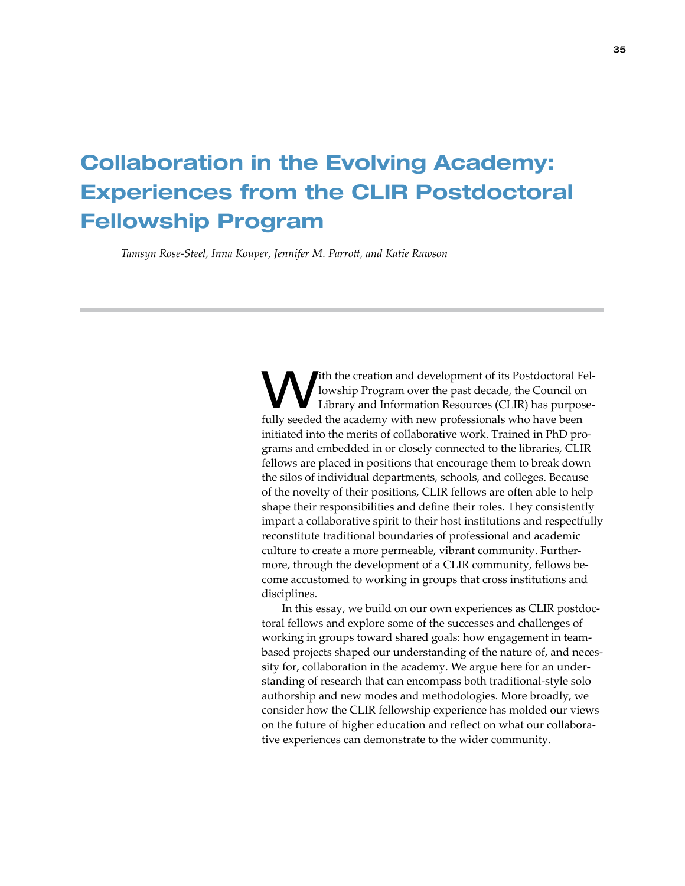# Collaboration in the Evolving Academy: Experiences from the CLIR Postdoctoral Fellowship Program

*Tamsyn Rose-Steel, Inna Kouper, Jennifer M. Parrott, and Katie Rawson*

With the creation and development of its Postdoctoral Fellowship Program over the past decade, the Council on Library and Information Resources (CLIR) has purposefully seeded the academy with new professionals who have been initiated into the merits of collaborative work. Trained in PhD programs and embedded in or closely connected to the libraries, CLIR fellows are placed in positions that encourage them to break down the silos of individual departments, schools, and colleges. Because of the novelty of their positions, CLIR fellows are often able to help shape their responsibilities and define their roles. They consistently impart a collaborative spirit to their host institutions and respectfully reconstitute traditional boundaries of professional and academic culture to create a more permeable, vibrant community. Furthermore, through the development of a CLIR community, fellows become accustomed to working in groups that cross institutions and disciplines.

In this essay, we build on our own experiences as CLIR postdoctoral fellows and explore some of the successes and challenges of working in groups toward shared goals: how engagement in team-based projects shaped our understanding of the nature of, and necessity for, collaboration in the academy. We argue here for an understanding of research that can encompass both traditional-style solo authorship and new modes and methodologies. More broadly, we consider how the CLIR fellowship experience has molded our views on the future of higher education and reflect on what our collaborative experiences can demonstrate to the wider community.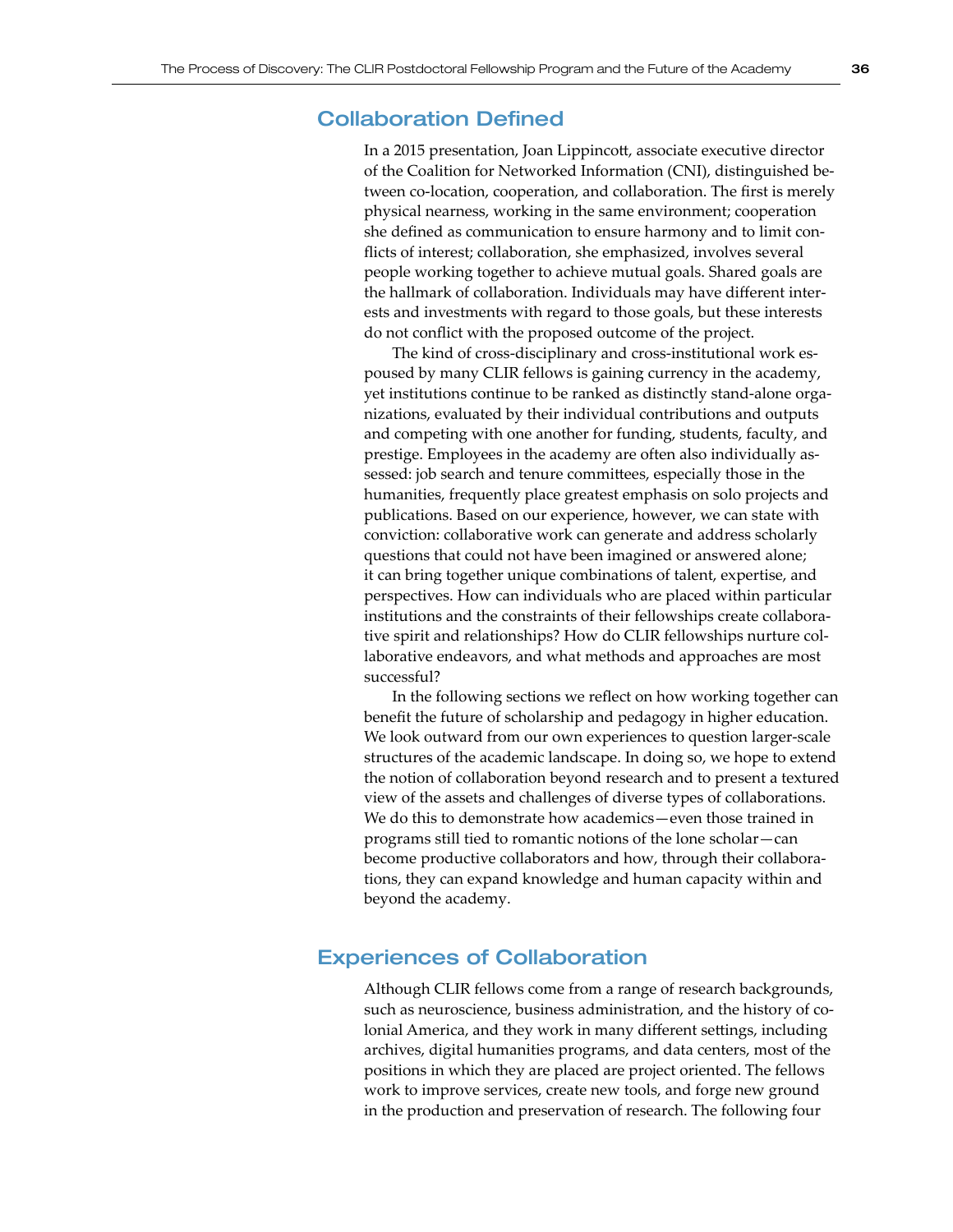## Collaboration Defined

In a 2015 presentation, Joan Lippincott, associate executive director of the Coalition for Networked Information (CNI), distinguished between co-location, cooperation, and collaboration. The first is merely physical nearness, working in the same environment; cooperation she defined as communication to ensure harmony and to limit conflicts of interest; collaboration, she emphasized, involves several people working together to achieve mutual goals. Shared goals are the hallmark of collaboration. Individuals may have different interests and investments with regard to those goals, but these interests do not conflict with the proposed outcome of the project.

The kind of cross-disciplinary and cross-institutional work espoused by many CLIR fellows is gaining currency in the academy, yet institutions continue to be ranked as distinctly stand-alone organizations, evaluated by their individual contributions and outputs and competing with one another for funding, students, faculty, and prestige. Employees in the academy are often also individually assessed: job search and tenure committees, especially those in the humanities, frequently place greatest emphasis on solo projects and publications. Based on our experience, however, we can state with conviction: collaborative work can generate and address scholarly questions that could not have been imagined or answered alone; it can bring together unique combinations of talent, expertise, and perspectives. How can individuals who are placed within particular institutions and the constraints of their fellowships create collaborative spirit and relationships? How do CLIR fellowships nurture collaborative endeavors, and what methods and approaches are most successful?

In the following sections we reflect on how working together can benefit the future of scholarship and pedagogy in higher education. We look outward from our own experiences to question larger-scale structures of the academic landscape. In doing so, we hope to extend the notion of collaboration beyond research and to present a textured view of the assets and challenges of diverse types of collaborations. We do this to demonstrate how academics—even those trained in programs still tied to romantic notions of the lone scholar—can become productive collaborators and how, through their collaborations, they can expand knowledge and human capacity within and beyond the academy.

## Experiences of Collaboration

Although CLIR fellows come from a range of research backgrounds, such as neuroscience, business administration, and the history of colonial America, and they work in many different settings, including archives, digital humanities programs, and data centers, most of the positions in which they are placed are project oriented. The fellows work to improve services, create new tools, and forge new ground in the production and preservation of research. The following four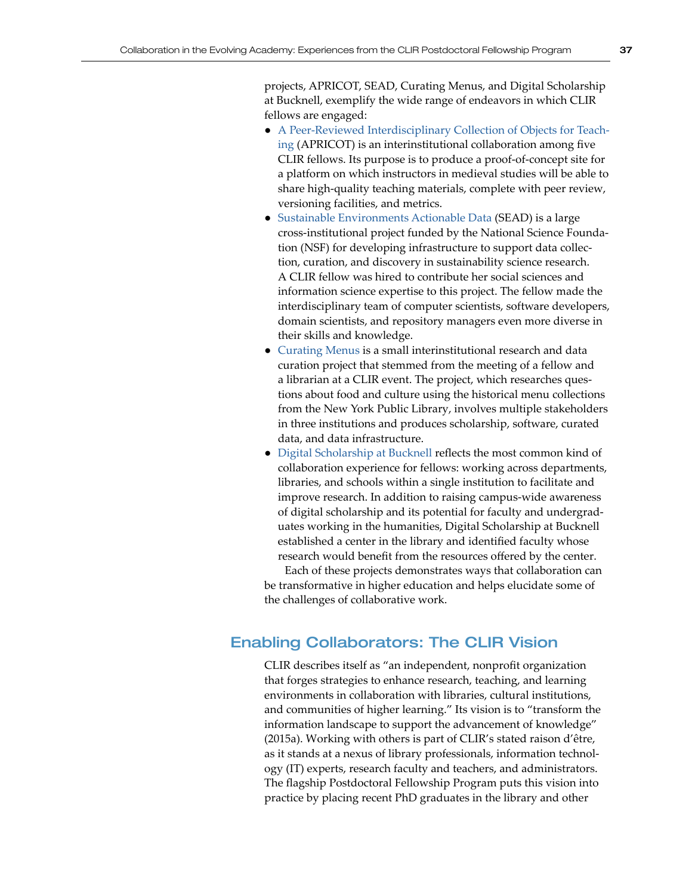projects, APRICOT, SEAD, Curating Menus, and Digital Scholarship at Bucknell, exemplify the wide range of endeavors in which CLIR fellows are engaged:

- A Peer-Reviewed Interdisciplinary Collection of Objects for Teaching (APRICOT) is an interinstitutional collaboration among five CLIR fellows. Its purpose is to produce a proof-of-concept site for a platform on which instructors in medieval studies will be able to share high-quality teaching materials, complete with peer review, versioning facilities, and metrics.
- Sustainable Environments Actionable Data (SEAD) is a large cross-institutional project funded by the National Science Foundation (NSF) for developing infrastructure to support data collection, curation, and discovery in sustainability science research. A CLIR fellow was hired to contribute her social sciences and information science expertise to this project. The fellow made the interdisciplinary team of computer scientists, software developers, domain scientists, and repository managers even more diverse in their skills and knowledge.
- Curating Menus is a small interinstitutional research and data curation project that stemmed from the meeting of a fellow and a librarian at a CLIR event. The project, which researches questions about food and culture using the historical menu collections from the New York Public Library, involves multiple stakeholders in three institutions and produces scholarship, software, curated data, and data infrastructure.
- Digital Scholarship at Bucknell reflects the most common kind of collaboration experience for fellows: working across departments, libraries, and schools within a single institution to facilitate and improve research. In addition to raising campus-wide awareness of digital scholarship and its potential for faculty and undergraduates working in the humanities, Digital Scholarship at Bucknell established a center in the library and identified faculty whose research would benefit from the resources offered by the center.

Each of these projects demonstrates ways that collaboration can be transformative in higher education and helps elucidate some of the challenges of collaborative work.

## Enabling Collaborators: The CLIR Vision

CLIR describes itself as "an independent, nonprofit organization that forges strategies to enhance research, teaching, and learning environments in collaboration with libraries, cultural institutions, and communities of higher learning." Its vision is to "transform the information landscape to support the advancement of knowledge" (2015a). Working with others is part of CLIR's stated raison d'être, as it stands at a nexus of library professionals, information technology (IT) experts, research faculty and teachers, and administrators. The flagship Postdoctoral Fellowship Program puts this vision into practice by placing recent PhD graduates in the library and other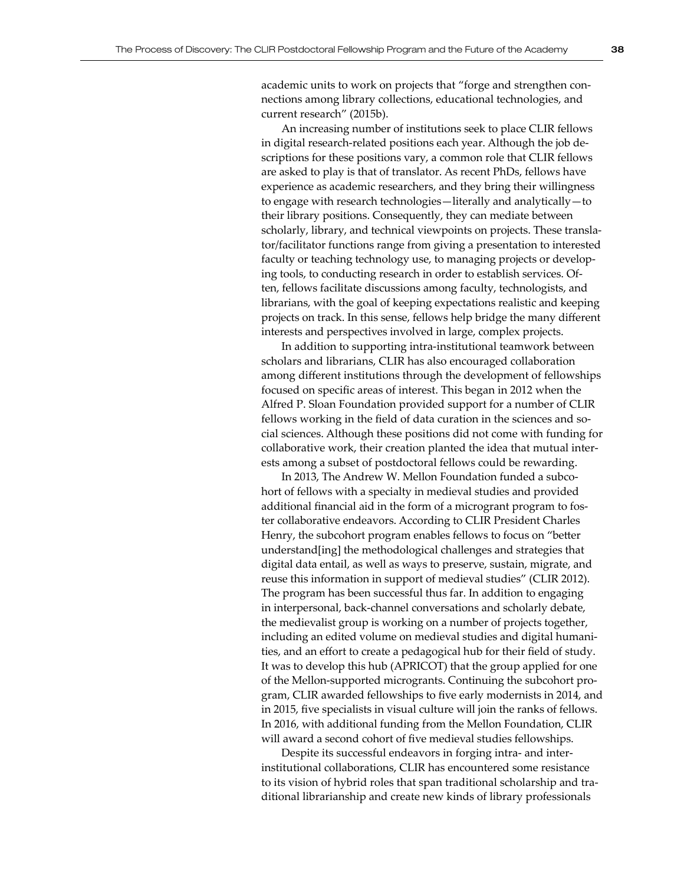academic units to work on projects that "forge and strengthen connections among library collections, educational technologies, and current research" (2015b).

An increasing number of institutions seek to place CLIR fellows in digital research-related positions each year. Although the job descriptions for these positions vary, a common role that CLIR fellows are asked to play is that of translator. As recent PhDs, fellows have experience as academic researchers, and they bring their willingness to engage with research technologies—literally and analytically—to their library positions. Consequently, they can mediate between scholarly, library, and technical viewpoints on projects. These translator/facilitator functions range from giving a presentation to interested faculty or teaching technology use, to managing projects or developing tools, to conducting research in order to establish services. Often, fellows facilitate discussions among faculty, technologists, and librarians, with the goal of keeping expectations realistic and keeping projects on track. In this sense, fellows help bridge the many different interests and perspectives involved in large, complex projects.

In addition to supporting intra-institutional teamwork between scholars and librarians, CLIR has also encouraged collaboration among different institutions through the development of fellowships focused on specific areas of interest. This began in 2012 when the Alfred P. Sloan Foundation provided support for a number of CLIR fellows working in the field of data curation in the sciences and social sciences. Although these positions did not come with funding for collaborative work, their creation planted the idea that mutual interests among a subset of postdoctoral fellows could be rewarding.

In 2013, The Andrew W. Mellon Foundation funded a subcohort of fellows with a specialty in medieval studies and provided additional financial aid in the form of a microgrant program to foster collaborative endeavors. According to CLIR President Charles Henry, the subcohort program enables fellows to focus on "better understand[ing] the methodological challenges and strategies that digital data entail, as well as ways to preserve, sustain, migrate, and reuse this information in support of medieval studies" (CLIR 2012). The program has been successful thus far. In addition to engaging in interpersonal, back-channel conversations and scholarly debate, the medievalist group is working on a number of projects together, including an edited volume on medieval studies and digital humanities, and an effort to create a pedagogical hub for their field of study. It was to develop this hub (APRICOT) that the group applied for one of the Mellon-supported microgrants. Continuing the subcohort program, CLIR awarded fellowships to five early modernists in 2014, and in 2015, five specialists in visual culture will join the ranks of fellows. In 2016, with additional funding from the Mellon Foundation, CLIR will award a second cohort of five medieval studies fellowships.

Despite its successful endeavors in forging intra- and inter-institutional collaborations, CLIR has encountered some resistance to its vision of hybrid roles that span traditional scholarship and traditional librarianship and create new kinds of library professionals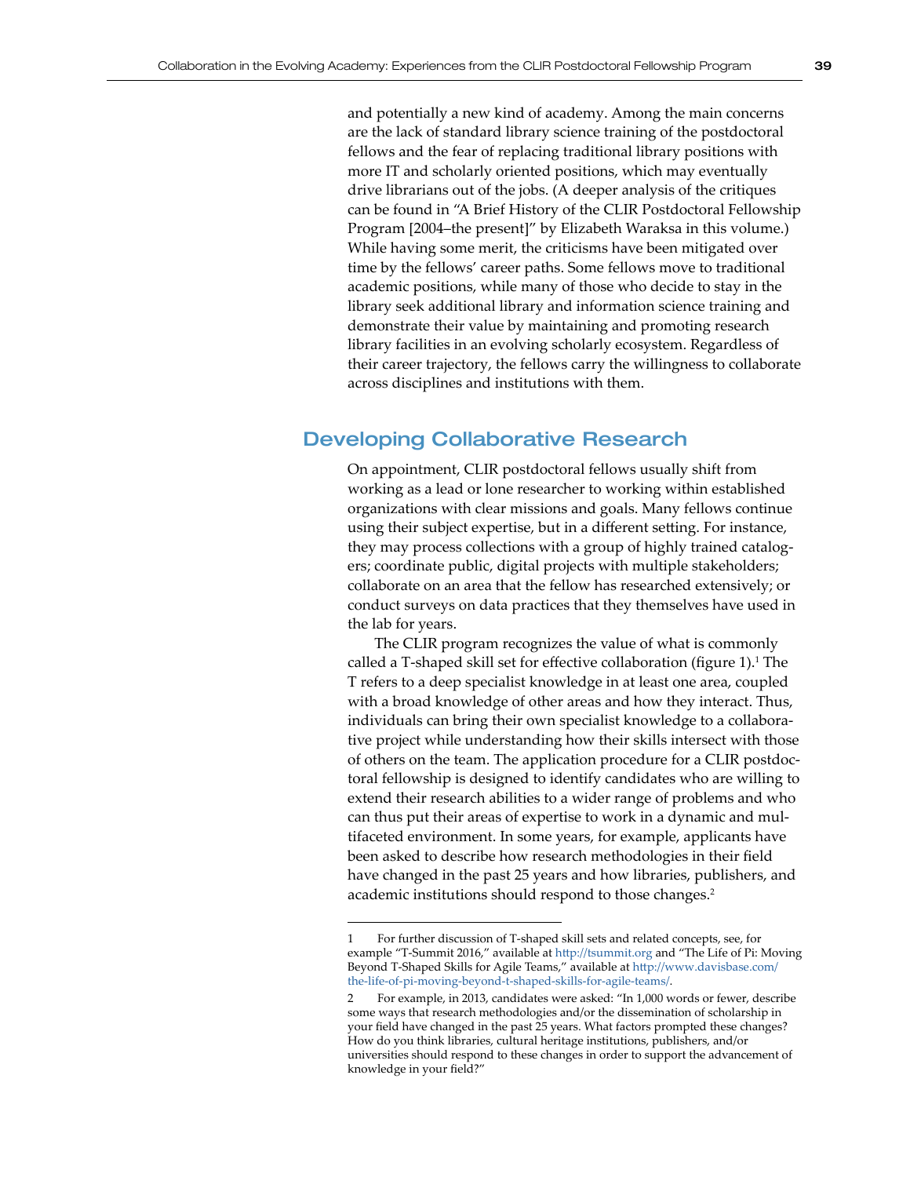and potentially a new kind of academy. Among the main concerns are the lack of standard library science training of the postdoctoral fellows and the fear of replacing traditional library positions with more IT and scholarly oriented positions, which may eventually drive librarians out of the jobs. (A deeper analysis of the critiques can be found in "A Brief History of the CLIR Postdoctoral Fellowship Program [2004–the present]" by Elizabeth Waraksa in this volume.) While having some merit, the criticisms have been mitigated over time by the fellows' career paths. Some fellows move to traditional academic positions, while many of those who decide to stay in the library seek additional library and information science training and demonstrate their value by maintaining and promoting research library facilities in an evolving scholarly ecosystem. Regardless of their career trajectory, the fellows carry the willingness to collaborate across disciplines and institutions with them.

## Developing Collaborative Research

On appointment, CLIR postdoctoral fellows usually shift from working as a lead or lone researcher to working within established organizations with clear missions and goals. Many fellows continue using their subject expertise, but in a different setting. For instance, they may process collections with a group of highly trained catalogers; coordinate public, digital projects with multiple stakeholders; collaborate on an area that the fellow has researched extensively; or conduct surveys on data practices that they themselves have used in the lab for years.

The CLIR program recognizes the value of what is commonly called a T-shaped skill set for effective collaboration (figure 1).[1] The T refers to a deep specialist knowledge in at least one area, coupled with a broad knowledge of other areas and how they interact. Thus, individuals can bring their own specialist knowledge to a collaborative project while understanding how their skills intersect with those of others on the team. The application procedure for a CLIR postdoctoral fellowship is designed to identify candidates who are willing to extend their research abilities to a wider range of problems and who can thus put their areas of expertise to work in a dynamic and multifaceted environment. In some years, for example, applicants have been asked to describe how research methodologies in their field have changed in the past 25 years and how libraries, publishers, and academic institutions should respond to those changes.[2]

---

1 For further discussion of T-shaped skill sets and related concepts, see, for example "T-Summit 2016," available at http://tsummit.org and "The Life of Pi: Moving Beyond T-Shaped Skills for Agile Teams," available at http://www.davisbase.com/the-life-of-pi-moving-beyond-t-shaped-skills-for-agile-teams/.

2 For example, in 2013, candidates were asked: "In 1,000 words or fewer, describe some ways that research methodologies and/or the dissemination of scholarship in your field have changed in the past 25 years. What factors prompted these changes? How do you think libraries, cultural heritage institutions, publishers, and/or universities should respond to these changes in order to support the advancement of knowledge in your field?"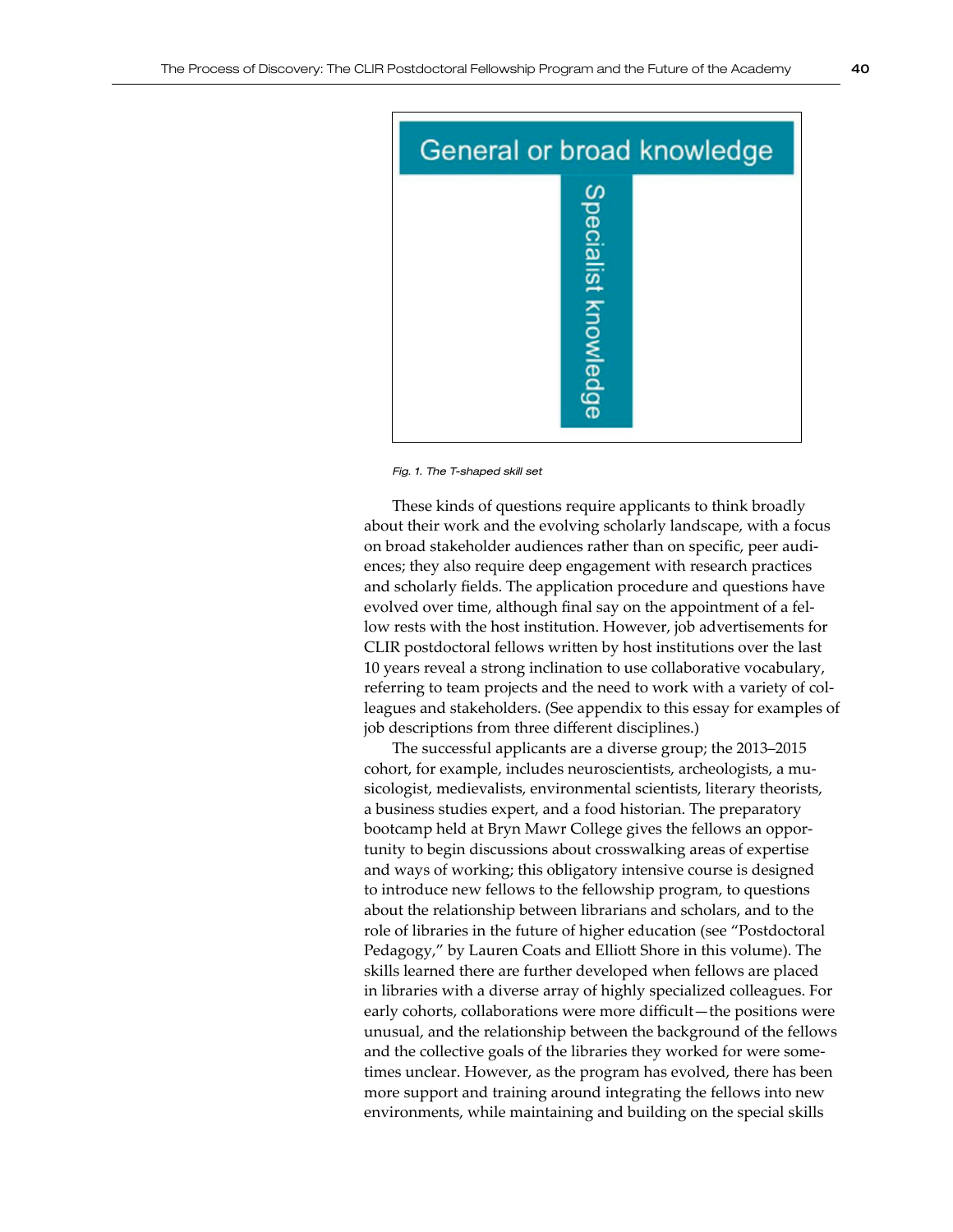General or broad knowledge

Specialist knowledge

*Fig. 1. The T-shaped skill set*

These kinds of questions require applicants to think broadly about their work and the evolving scholarly landscape, with a focus on broad stakeholder audiences rather than on specific, peer audiences; they also require deep engagement with research practices and scholarly fields. The application procedure and questions have evolved over time, although final say on the appointment of a fellow rests with the host institution. However, job advertisements for CLIR postdoctoral fellows written by host institutions over the last 10 years reveal a strong inclination to use collaborative vocabulary, referring to team projects and the need to work with a variety of colleagues and stakeholders. (See appendix to this essay for examples of job descriptions from three different disciplines.)

The successful applicants are a diverse group; the 2013–2015 cohort, for example, includes neuroscientists, archeologists, a musicologist, medievalists, environmental scientists, literary theorists, a business studies expert, and a food historian. The preparatory bootcamp held at Bryn Mawr College gives the fellows an opportunity to begin discussions about crosswalking areas of expertise and ways of working; this obligatory intensive course is designed to introduce new fellows to the fellowship program, to questions about the relationship between librarians and scholars, and to the role of libraries in the future of higher education (see "Postdoctoral Pedagogy," by Lauren Coats and Elliott Shore in this volume). The skills learned there are further developed when fellows are placed in libraries with a diverse array of highly specialized colleagues. For early cohorts, collaborations were more difficult—the positions were unusual, and the relationship between the background of the fellows and the collective goals of the libraries they worked for were sometimes unclear. However, as the program has evolved, there has been more support and training around integrating the fellows into new environments, while maintaining and building on the special skills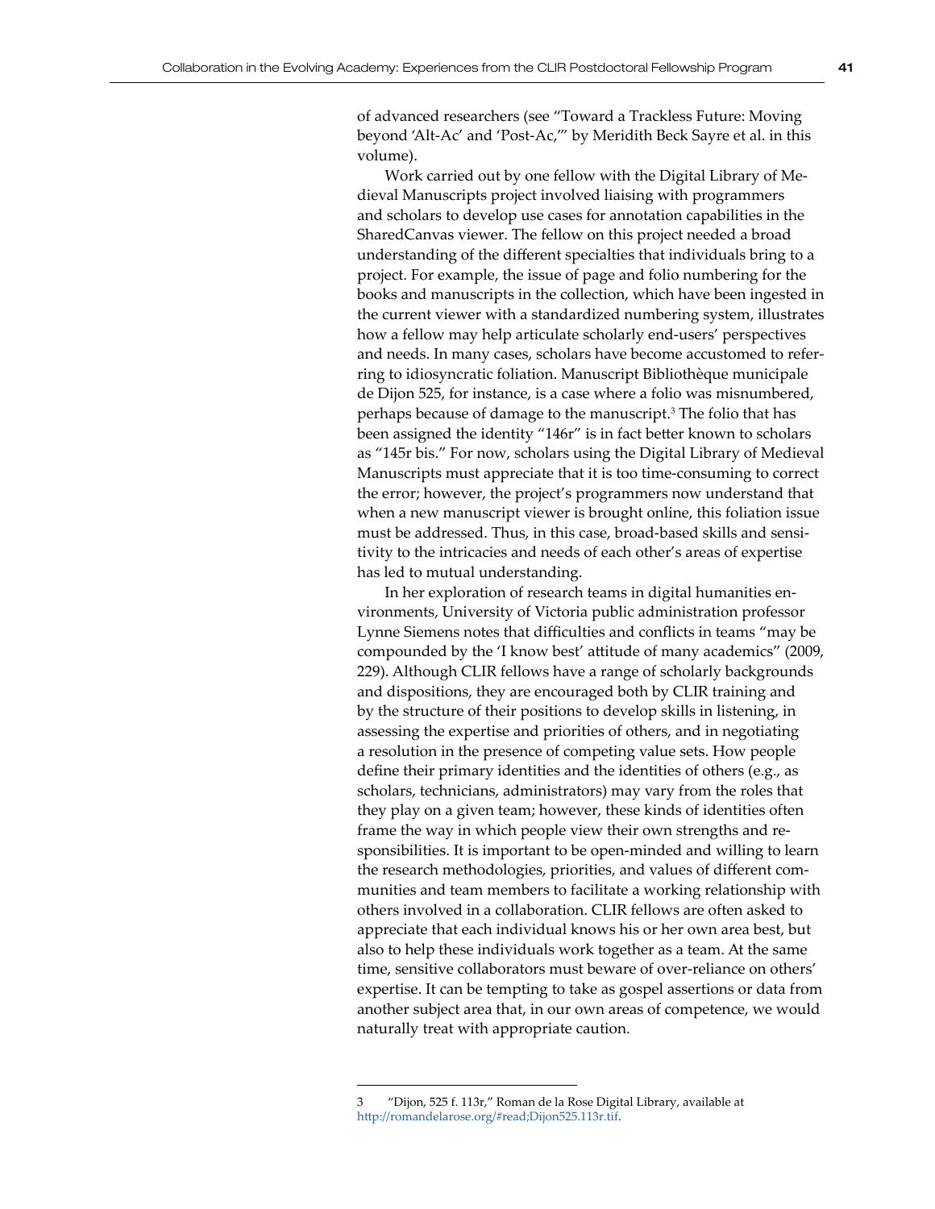of advanced researchers (see "Toward a Trackless Future: Moving beyond 'Alt-Ac' and 'Post-Ac,'" by Meridith Beck Sayre et al. in this volume).

Work carried out by one fellow with the Digital Library of Medieval Manuscripts project involved liaising with programmers and scholars to develop use cases for annotation capabilities in the SharedCanvas viewer. The fellow on this project needed a broad understanding of the different specialties that individuals bring to a project. For example, the issue of page and folio numbering for the books and manuscripts in the collection, which have been ingested in the current viewer with a standardized numbering system, illustrates how a fellow may help articulate scholarly end-users' perspectives and needs. In many cases, scholars have become accustomed to referring to idiosyncratic foliation. Manuscript Bibliothèque municipale de Dijon 525, for instance, is a case where a folio was misnumbered, perhaps because of damage to the manuscript.[3] The folio that has been assigned the identity "146r" is in fact better known to scholars as "145r bis." For now, scholars using the Digital Library of Medieval Manuscripts must appreciate that it is too time-consuming to correct the error; however, the project's programmers now understand that when a new manuscript viewer is brought online, this foliation issue must be addressed. Thus, in this case, broad-based skills and sensitivity to the intricacies and needs of each other's areas of expertise has led to mutual understanding.

In her exploration of research teams in digital humanities environments, University of Victoria public administration professor Lynne Siemens notes that difficulties and conflicts in teams "may be compounded by the 'I know best' attitude of many academics" (2009, 229). Although CLIR fellows have a range of scholarly backgrounds and dispositions, they are encouraged both by CLIR training and by the structure of their positions to develop skills in listening, in assessing the expertise and priorities of others, and in negotiating a resolution in the presence of competing value sets. How people define their primary identities and the identities of others (e.g., as scholars, technicians, administrators) may vary from the roles that they play on a given team; however, these kinds of identities often frame the way in which people view their own strengths and responsibilities. It is important to be open-minded and willing to learn the research methodologies, priorities, and values of different communities and team members to facilitate a working relationship with others involved in a collaboration. CLIR fellows are often asked to appreciate that each individual knows his or her own area best, but also to help these individuals work together as a team. At the same time, sensitive collaborators must beware of over-reliance on others' expertise. It can be tempting to take as gospel assertions or data from another subject area that, in our own areas of competence, we would naturally treat with appropriate caution.

---

3 "Dijon, 525 f. 113r," Roman de la Rose Digital Library, available at http://romandelarose.org/#read;Dijon525.113r.tif.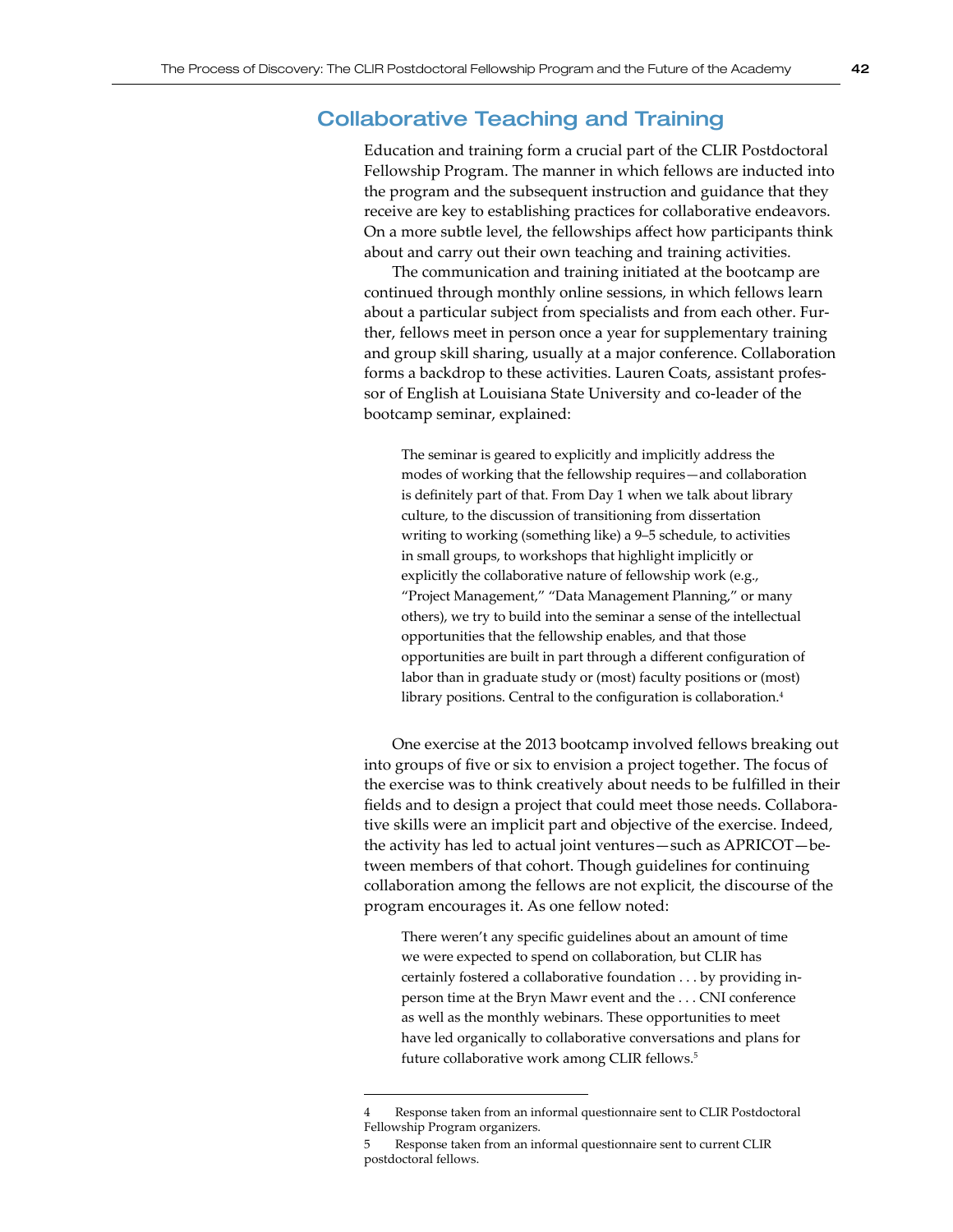## Collaborative Teaching and Training

Education and training form a crucial part of the CLIR Postdoctoral Fellowship Program. The manner in which fellows are inducted into the program and the subsequent instruction and guidance that they receive are key to establishing practices for collaborative endeavors. On a more subtle level, the fellowships affect how participants think about and carry out their own teaching and training activities.

The communication and training initiated at the bootcamp are continued through monthly online sessions, in which fellows learn about a particular subject from specialists and from each other. Further, fellows meet in person once a year for supplementary training and group skill sharing, usually at a major conference. Collaboration forms a backdrop to these activities. Lauren Coats, assistant professor of English at Louisiana State University and co-leader of the bootcamp seminar, explained:

> The seminar is geared to explicitly and implicitly address the modes of working that the fellowship requires—and collaboration is definitely part of that. From Day 1 when we talk about library culture, to the discussion of transitioning from dissertation writing to working (something like) a 9–5 schedule, to activities in small groups, to workshops that highlight implicitly or explicitly the collaborative nature of fellowship work (e.g., "Project Management," "Data Management Planning," or many others), we try to build into the seminar a sense of the intellectual opportunities that the fellowship enables, and that those opportunities are built in part through a different configuration of labor than in graduate study or (most) faculty positions or (most) library positions. Central to the configuration is collaboration.[4]

One exercise at the 2013 bootcamp involved fellows breaking out into groups of five or six to envision a project together. The focus of the exercise was to think creatively about needs to be fulfilled in their fields and to design a project that could meet those needs. Collaborative skills were an implicit part and objective of the exercise. Indeed, the activity has led to actual joint ventures—such as APRICOT—between members of that cohort. Though guidelines for continuing collaboration among the fellows are not explicit, the discourse of the program encourages it. As one fellow noted:

> There weren't any specific guidelines about an amount of time we were expected to spend on collaboration, but CLIR has certainly fostered a collaborative foundation . . . by providing in-person time at the Bryn Mawr event and the . . . CNI conference as well as the monthly webinars. These opportunities to meet have led organically to collaborative conversations and plans for future collaborative work among CLIR fellows.[5]

---

4 Response taken from an informal questionnaire sent to CLIR Postdoctoral Fellowship Program organizers.

5 Response taken from an informal questionnaire sent to current CLIR postdoctoral fellows.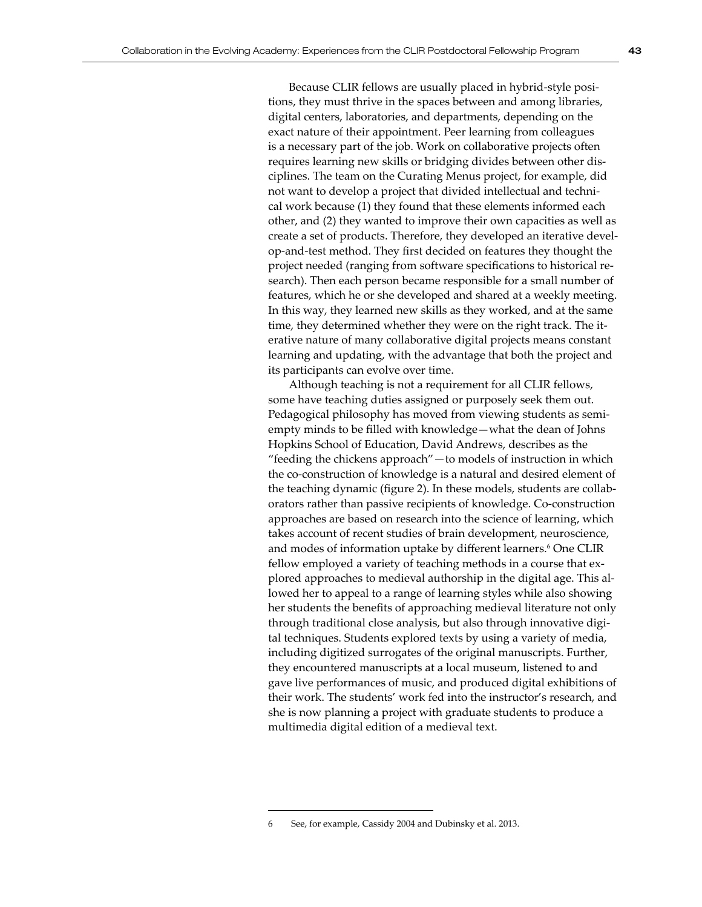Because CLIR fellows are usually placed in hybrid-style positions, they must thrive in the spaces between and among libraries, digital centers, laboratories, and departments, depending on the exact nature of their appointment. Peer learning from colleagues is a necessary part of the job. Work on collaborative projects often requires learning new skills or bridging divides between other disciplines. The team on the Curating Menus project, for example, did not want to develop a project that divided intellectual and technical work because (1) they found that these elements informed each other, and (2) they wanted to improve their own capacities as well as create a set of products. Therefore, they developed an iterative develop-and-test method. They first decided on features they thought the project needed (ranging from software specifications to historical research). Then each person became responsible for a small number of features, which he or she developed and shared at a weekly meeting. In this way, they learned new skills as they worked, and at the same time, they determined whether they were on the right track. The iterative nature of many collaborative digital projects means constant learning and updating, with the advantage that both the project and its participants can evolve over time.

Although teaching is not a requirement for all CLIR fellows, some have teaching duties assigned or purposely seek them out. Pedagogical philosophy has moved from viewing students as semi-empty minds to be filled with knowledge—what the dean of Johns Hopkins School of Education, David Andrews, describes as the "feeding the chickens approach"—to models of instruction in which the co-construction of knowledge is a natural and desired element of the teaching dynamic (figure 2). In these models, students are collaborators rather than passive recipients of knowledge. Co-construction approaches are based on research into the science of learning, which takes account of recent studies of brain development, neuroscience, and modes of information uptake by different learners.[6] One CLIR fellow employed a variety of teaching methods in a course that explored approaches to medieval authorship in the digital age. This allowed her to appeal to a range of learning styles while also showing her students the benefits of approaching medieval literature not only through traditional close analysis, but also through innovative digital techniques. Students explored texts by using a variety of media, including digitized surrogates of the original manuscripts. Further, they encountered manuscripts at a local museum, listened to and gave live performances of music, and produced digital exhibitions of their work. The students' work fed into the instructor's research, and she is now planning a project with graduate students to produce a multimedia digital edition of a medieval text.

---

6 See, for example, Cassidy 2004 and Dubinsky et al. 2013.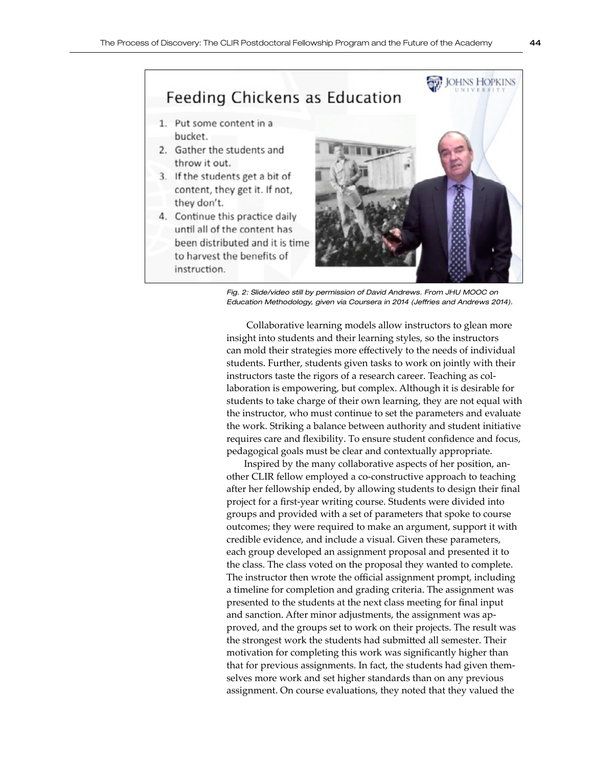Feeding Chickens as Education

1. Put some content in a bucket.
2. Gather the students and throw it out.
3. If the students get a bit of content, they get it. If not, they don't.
4. Continue this practice daily until all of the content has been distributed and it is time to harvest the benefits of instruction.

*Fig. 2: Slide/video still by permission of David Andrews. From JHU MOOC on Education Methodology, given via Coursera in 2014 (Jeffries and Andrews 2014).*

Collaborative learning models allow instructors to glean more insight into students and their learning styles, so the instructors can mold their strategies more effectively to the needs of individual students. Further, students given tasks to work on jointly with their instructors taste the rigors of a research career. Teaching as collaboration is empowering, but complex. Although it is desirable for students to take charge of their own learning, they are not equal with the instructor, who must continue to set the parameters and evaluate the work. Striking a balance between authority and student initiative requires care and flexibility. To ensure student confidence and focus, pedagogical goals must be clear and contextually appropriate.

Inspired by the many collaborative aspects of her position, another CLIR fellow employed a co-constructive approach to teaching after her fellowship ended, by allowing students to design their final project for a first-year writing course. Students were divided into groups and provided with a set of parameters that spoke to course outcomes; they were required to make an argument, support it with credible evidence, and include a visual. Given these parameters, each group developed an assignment proposal and presented it to the class. The class voted on the proposal they wanted to complete. The instructor then wrote the official assignment prompt, including a timeline for completion and grading criteria. The assignment was presented to the students at the next class meeting for final input and sanction. After minor adjustments, the assignment was approved, and the groups set to work on their projects. The result was the strongest work the students had submitted all semester. Their motivation for completing this work was significantly higher than that for previous assignments. In fact, the students had given themselves more work and set higher standards than on any previous assignment. On course evaluations, they noted that they valued the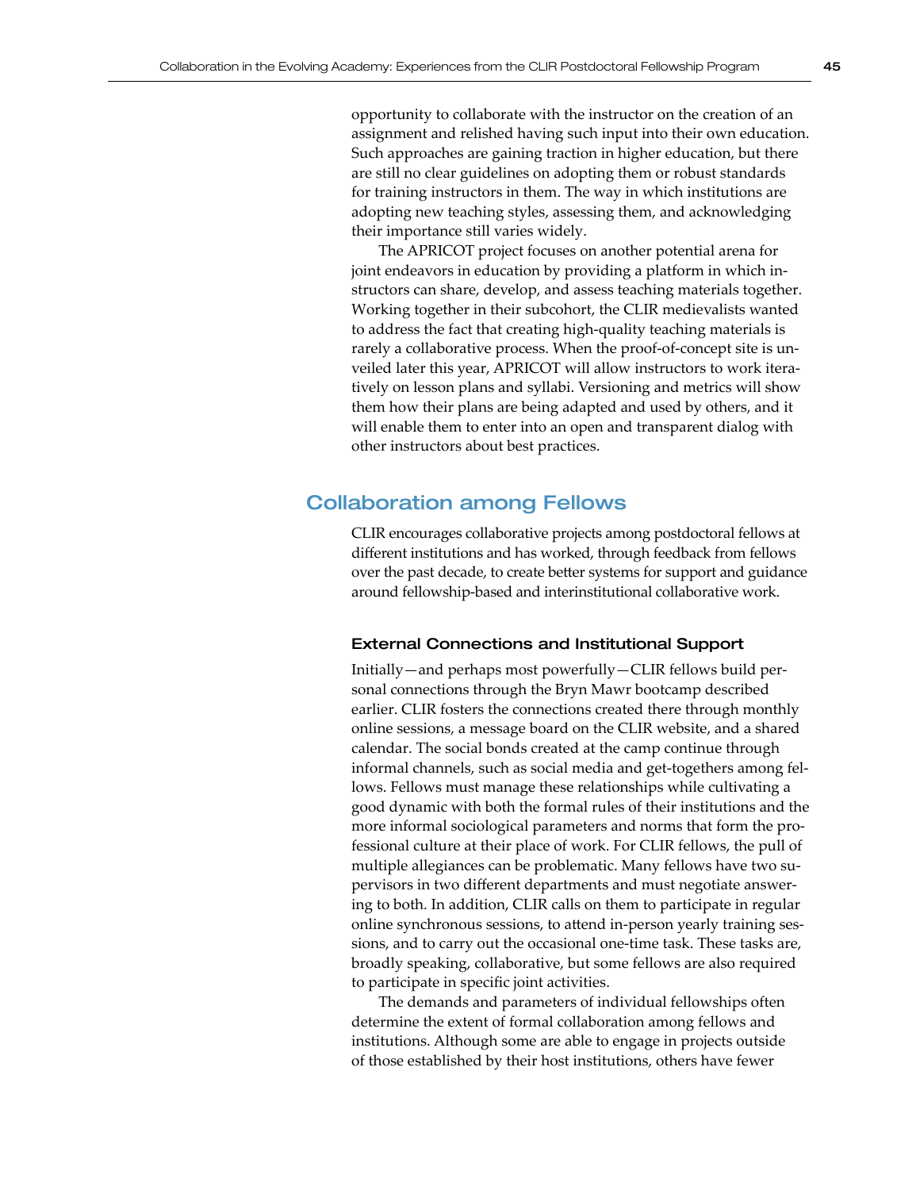opportunity to collaborate with the instructor on the creation of an assignment and relished having such input into their own education. Such approaches are gaining traction in higher education, but there are still no clear guidelines on adopting them or robust standards for training instructors in them. The way in which institutions are adopting new teaching styles, assessing them, and acknowledging their importance still varies widely.

The APRICOT project focuses on another potential arena for joint endeavors in education by providing a platform in which instructors can share, develop, and assess teaching materials together. Working together in their subcohort, the CLIR medievalists wanted to address the fact that creating high-quality teaching materials is rarely a collaborative process. When the proof-of-concept site is unveiled later this year, APRICOT will allow instructors to work iteratively on lesson plans and syllabi. Versioning and metrics will show them how their plans are being adapted and used by others, and it will enable them to enter into an open and transparent dialog with other instructors about best practices.

## Collaboration among Fellows

CLIR encourages collaborative projects among postdoctoral fellows at different institutions and has worked, through feedback from fellows over the past decade, to create better systems for support and guidance around fellowship-based and interinstitutional collaborative work.

### External Connections and Institutional Support

Initially—and perhaps most powerfully—CLIR fellows build personal connections through the Bryn Mawr bootcamp described earlier. CLIR fosters the connections created there through monthly online sessions, a message board on the CLIR website, and a shared calendar. The social bonds created at the camp continue through informal channels, such as social media and get-togethers among fellows. Fellows must manage these relationships while cultivating a good dynamic with both the formal rules of their institutions and the more informal sociological parameters and norms that form the professional culture at their place of work. For CLIR fellows, the pull of multiple allegiances can be problematic. Many fellows have two supervisors in two different departments and must negotiate answering to both. In addition, CLIR calls on them to participate in regular online synchronous sessions, to attend in-person yearly training sessions, and to carry out the occasional one-time task. These tasks are, broadly speaking, collaborative, but some fellows are also required to participate in specific joint activities.

The demands and parameters of individual fellowships often determine the extent of formal collaboration among fellows and institutions. Although some are able to engage in projects outside of those established by their host institutions, others have fewer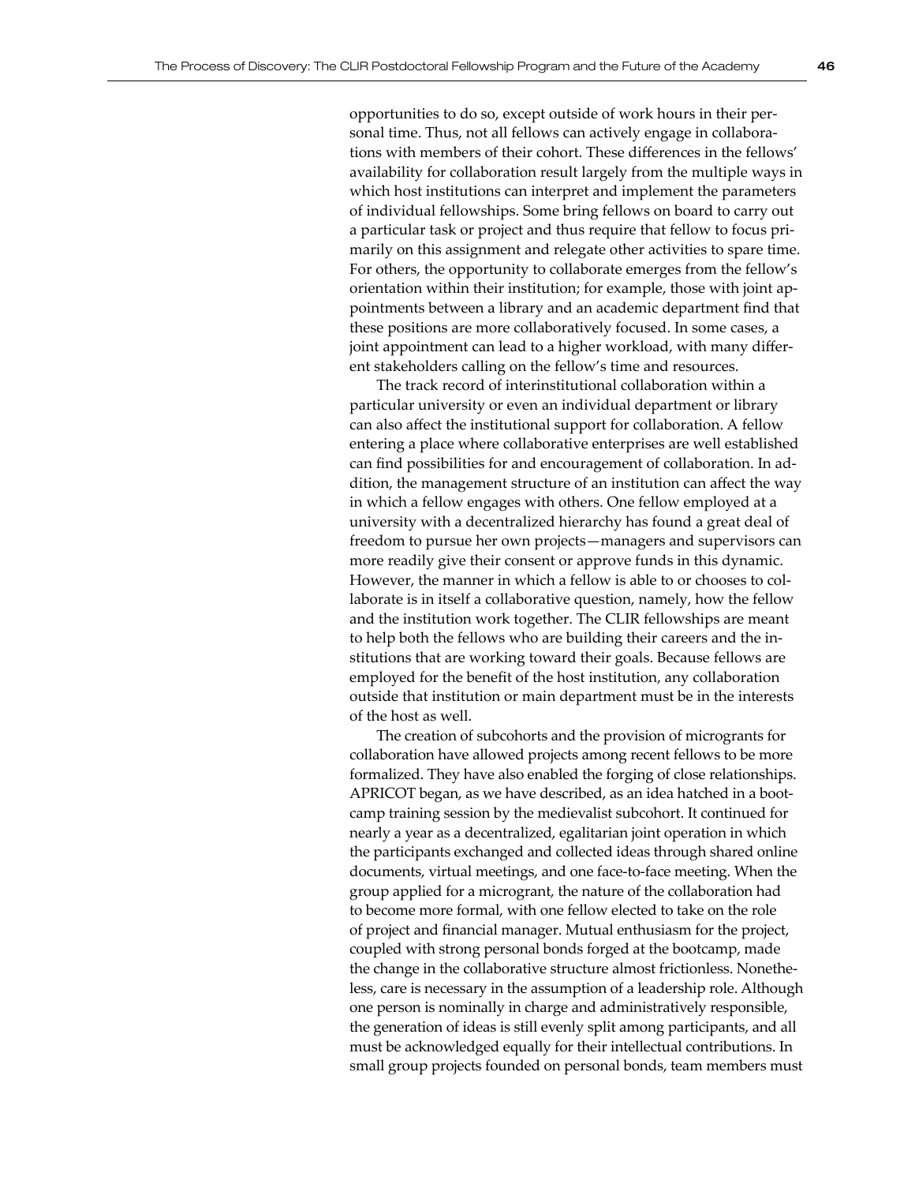opportunities to do so, except outside of work hours in their personal time. Thus, not all fellows can actively engage in collaborations with members of their cohort. These differences in the fellows' availability for collaboration result largely from the multiple ways in which host institutions can interpret and implement the parameters of individual fellowships. Some bring fellows on board to carry out a particular task or project and thus require that fellow to focus primarily on this assignment and relegate other activities to spare time. For others, the opportunity to collaborate emerges from the fellow's orientation within their institution; for example, those with joint appointments between a library and an academic department find that these positions are more collaboratively focused. In some cases, a joint appointment can lead to a higher workload, with many different stakeholders calling on the fellow's time and resources.

The track record of interinstitutional collaboration within a particular university or even an individual department or library can also affect the institutional support for collaboration. A fellow entering a place where collaborative enterprises are well established can find possibilities for and encouragement of collaboration. In addition, the management structure of an institution can affect the way in which a fellow engages with others. One fellow employed at a university with a decentralized hierarchy has found a great deal of freedom to pursue her own projects—managers and supervisors can more readily give their consent or approve funds in this dynamic. However, the manner in which a fellow is able to or chooses to collaborate is in itself a collaborative question, namely, how the fellow and the institution work together. The CLIR fellowships are meant to help both the fellows who are building their careers and the institutions that are working toward their goals. Because fellows are employed for the benefit of the host institution, any collaboration outside that institution or main department must be in the interests of the host as well.

The creation of subcohorts and the provision of microgrants for collaboration have allowed projects among recent fellows to be more formalized. They have also enabled the forging of close relationships. APRICOT began, as we have described, as an idea hatched in a bootcamp training session by the medievalist subcohort. It continued for nearly a year as a decentralized, egalitarian joint operation in which the participants exchanged and collected ideas through shared online documents, virtual meetings, and one face-to-face meeting. When the group applied for a micrograrnt, the nature of the collaboration had to become more formal, with one fellow elected to take on the role of project and financial manager. Mutual enthusiasm for the project, coupled with strong personal bonds forged at the bootcamp, made the change in the collaborative structure almost frictionless. Nonetheless, care is necessary in the assumption of a leadership role. Although one person is nominally in charge and administratively responsible, the generation of ideas is still evenly split among participants, and all must be acknowledged equally for their intellectual contributions. In small group projects founded on personal bonds, team members must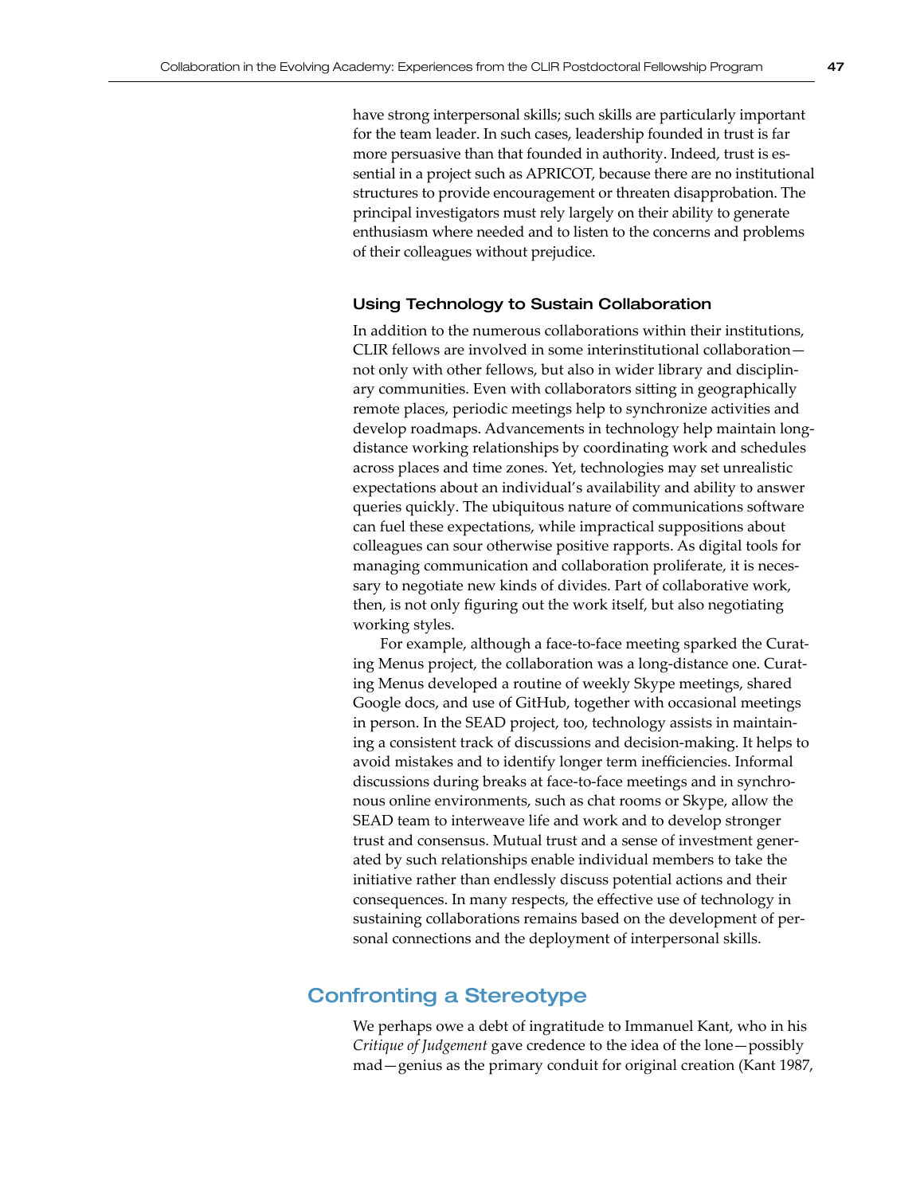have strong interpersonal skills; such skills are particularly important for the team leader. In such cases, leadership founded in trust is far more persuasive than that founded in authority. Indeed, trust is essential in a project such as APRICOT, because there are no institutional structures to provide encouragement or threaten disapprobation. The principal investigators must rely largely on their ability to generate enthusiasm where needed and to listen to the concerns and problems of their colleagues without prejudice.

### Using Technology to Sustain Collaboration

In addition to the numerous collaborations within their institutions, CLIR fellows are involved in some interinstitutional collaboration—not only with other fellows, but also in wider library and disciplinary communities. Even with collaborators sitting in geographically remote places, periodic meetings help to synchronize activities and develop roadmaps. Advancements in technology help maintain long-distance working relationships by coordinating work and schedules across places and time zones. Yet, technologies may set unrealistic expectations about an individual's availability and ability to answer queries quickly. The ubiquitous nature of communications software can fuel these expectations, while impractical suppositions about colleagues can sour otherwise positive rapports. As digital tools for managing communication and collaboration proliferate, it is necessary to negotiate new kinds of divides. Part of collaborative work, then, is not only figuring out the work itself, but also negotiating working styles.

For example, although a face-to-face meeting sparked the Curating Menus project, the collaboration was a long-distance one. Curating Menus developed a routine of weekly Skype meetings, shared Google docs, and use of GitHub, together with occasional meetings in person. In the SEAD project, too, technology assists in maintaining a consistent track of discussions and decision-making. It helps to avoid mistakes and to identify longer term inefficiencies. Informal discussions during breaks at face-to-face meetings and in synchronous online environments, such as chat rooms or Skype, allow the SEAD team to interweave life and work and to develop stronger trust and consensus. Mutual trust and a sense of investment generated by such relationships enable individual members to take the initiative rather than endlessly discuss potential actions and their consequences. In many respects, the effective use of technology in sustaining collaborations remains based on the development of personal connections and the deployment of interpersonal skills.

## Confronting a Stereotype

We perhaps owe a debt of ingratitude to Immanuel Kant, who in his *Critique of Judgement* gave credence to the idea of the lone—possibly mad—genius as the primary conduit for original creation (Kant 1987,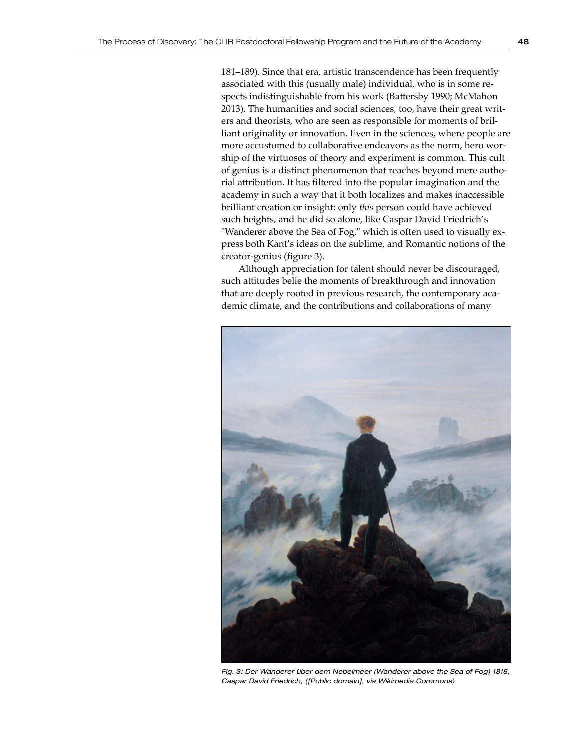181–189). Since that era, artistic transcendence has been frequently associated with this (usually male) individual, who is in some respects indistinguishable from his work (Battersby 1990; McMahon 2013). The humanities and social sciences, too, have their great writers and theorists, who are seen as responsible for moments of brilliant originality or innovation. Even in the sciences, where people are more accustomed to collaborative endeavors as the norm, hero worship of the virtuosos of theory and experiment is common. This cult of genius is a distinct phenomenon that reaches beyond mere authorial attribution. It has filtered into the popular imagination and the academy in such a way that it both localizes and makes inaccessible brilliant creation or insight: only *this* person could have achieved such heights, and he did so alone, like Caspar David Friedrich's "Wanderer above the Sea of Fog," which is often used to visually express both Kant's ideas on the sublime, and Romantic notions of the creator-genius (figure 3).

Although appreciation for talent should never be discouraged, such attitudes belie the moments of breakthrough and innovation that are deeply rooted in previous research, the contemporary academic climate, and the contributions and collaborations of many

*Fig. 3: Der Wanderer über dem Nebelmeer (Wanderer above the Sea of Fog) 1818, Caspar David Friedrich, ([Public domain], via Wikimedia Commons)*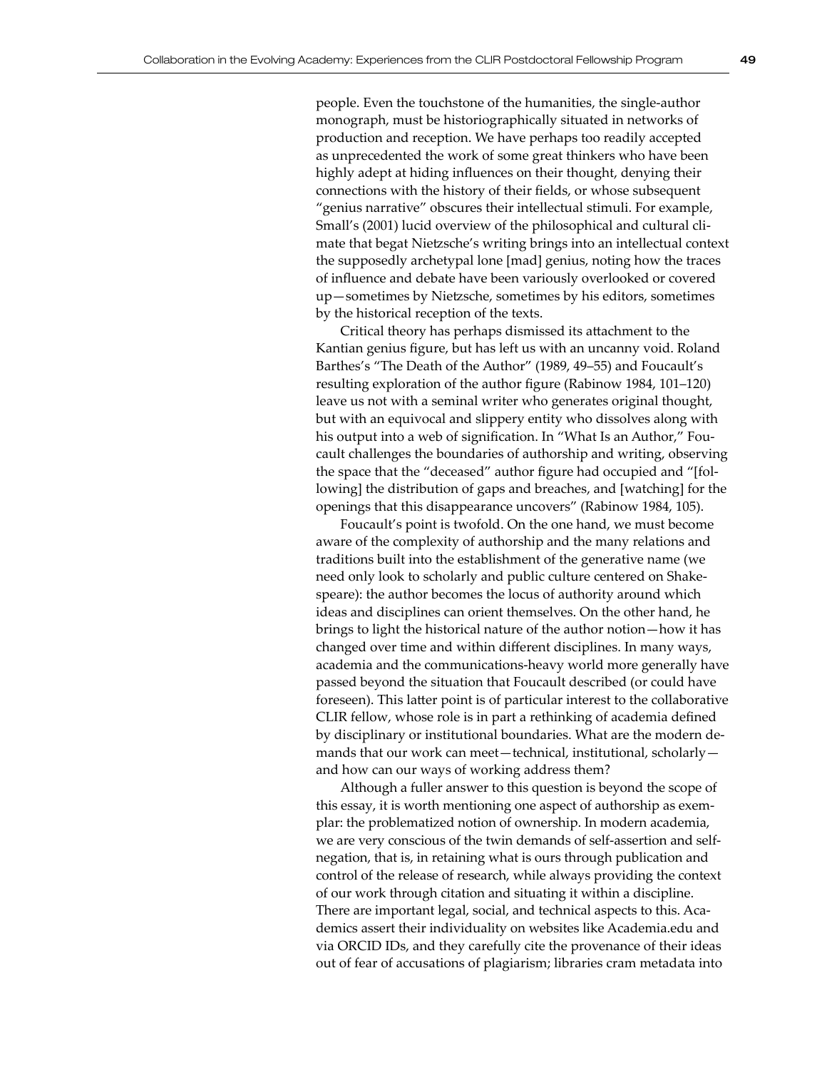people. Even the touchstone of the humanities, the single-author monograph, must be historiographically situated in networks of production and reception. We have perhaps too readily accepted as unprecedented the work of some great thinkers who have been highly adept at hiding influences on their thought, denying their connections with the history of their fields, or whose subsequent "genius narrative" obscures their intellectual stimuli. For example, Small's (2001) lucid overview of the philosophical and cultural climate that begat Nietzsche's writing brings into an intellectual context the supposedly archetypal lone [mad] genius, noting how the traces of influence and debate have been variously overlooked or covered up—sometimes by Nietzsche, sometimes by his editors, sometimes by the historical reception of the texts.

Critical theory has perhaps dismissed its attachment to the Kantian genius figure, but has left us with an uncanny void. Roland Barthes's "The Death of the Author" (1989, 49–55) and Foucault's resulting exploration of the author figure (Rabinow 1984, 101–120) leave us not with a seminal writer who generates original thought, but with an equivocal and slippery entity who dissolves along with his output into a web of signification. In "What Is an Author," Foucault challenges the boundaries of authorship and writing, observing the space that the "deceased" author figure had occupied and "[following] the distribution of gaps and breaches, and [watching] for the openings that this disappearance uncovers" (Rabinow 1984, 105).

Foucault's point is twofold. On the one hand, we must become aware of the complexity of authorship and the many relations and traditions built into the establishment of the generative name (we need only look to scholarly and public culture centered on Shakespeare): the author becomes the locus of authority around which ideas and disciplines can orient themselves. On the other hand, he brings to light the historical nature of the author notion—how it has changed over time and within different disciplines. In many ways, academia and the communications-heavy world more generally have passed beyond the situation that Foucault described (or could have foreseen). This latter point is of particular interest to the collaborative CLIR fellow, whose role is in part a rethinking of academia defined by disciplinary or institutional boundaries. What are the modern demands that our work can meet—technical, institutional, scholarly—and how can our ways of working address them?

Although a fuller answer to this question is beyond the scope of this essay, it is worth mentioning one aspect of authorship as exemplar: the problematized notion of ownership. In modern academia, we are very conscious of the twin demands of self-assertion and self-negation, that is, in retaining what is ours through publication and control of the release of research, while always providing the context of our work through citation and situating it within a discipline. There are important legal, social, and technical aspects to this. Academics assert their individuality on websites like Academia.edu and via ORCID IDs, and they carefully cite the provenance of their ideas out of fear of accusations of plagiarism; libraries cram metadata into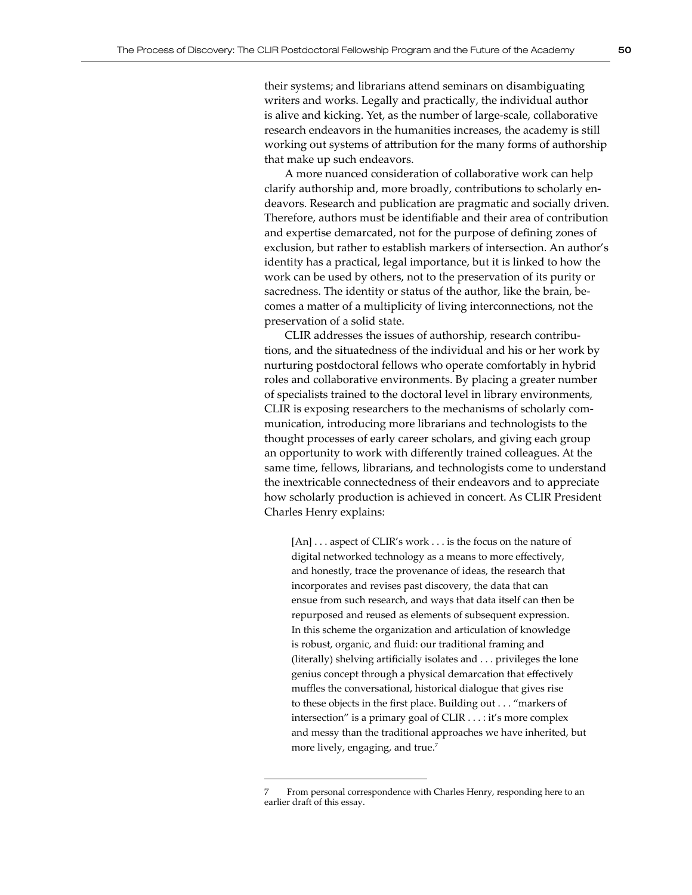their systems; and librarians attend seminars on disambiguating writers and works. Legally and practically, the individual author is alive and kicking. Yet, as the number of large-scale, collaborative research endeavors in the humanities increases, the academy is still working out systems of attribution for the many forms of authorship that make up such endeavors.

A more nuanced consideration of collaborative work can help clarify authorship and, more broadly, contributions to scholarly endeavors. Research and publication are pragmatic and socially driven. Therefore, authors must be identifiable and their area of contribution and expertise demarcated, not for the purpose of defining zones of exclusion, but rather to establish markers of intersection. An author's identity has a practical, legal importance, but it is linked to how the work can be used by others, not to the preservation of its purity or sacredness. The identity or status of the author, like the brain, becomes a matter of a multiplicity of living interconnections, not the preservation of a solid state.

CLIR addresses the issues of authorship, research contributions, and the situatedness of the individual and his or her work by nurturing postdoctoral fellows who operate comfortably in hybrid roles and collaborative environments. By placing a greater number of specialists trained to the doctoral level in library environments, CLIR is exposing researchers to the mechanisms of scholarly communication, introducing more librarians and technologists to the thought processes of early career scholars, and giving each group an opportunity to work with differently trained colleagues. At the same time, fellows, librarians, and technologists come to understand the inextricable connectedness of their endeavors and to appreciate how scholarly production is achieved in concert. As CLIR President Charles Henry explains:

> [An] . . . aspect of CLIR's work . . . is the focus on the nature of digital networked technology as a means to more effectively, and honestly, trace the provenance of ideas, the research that incorporates and revises past discovery, the data that can ensue from such research, and ways that data itself can then be repurposed and reused as elements of subsequent expression. In this scheme the organization and articulation of knowledge is robust, organic, and fluid: our traditional framing and (literally) shelving artificially isolates and . . . privileges the lone genius concept through a physical demarcation that effectively muffles the conversational, historical dialogue that gives rise to these objects in the first place. Building out . . . "markers of intersection" is a primary goal of CLIR . . . : it's more complex and messy than the traditional approaches we have inherited, but more lively, engaging, and true.[7]

---

7 From personal correspondence with Charles Henry, responding here to an earlier draft of this essay.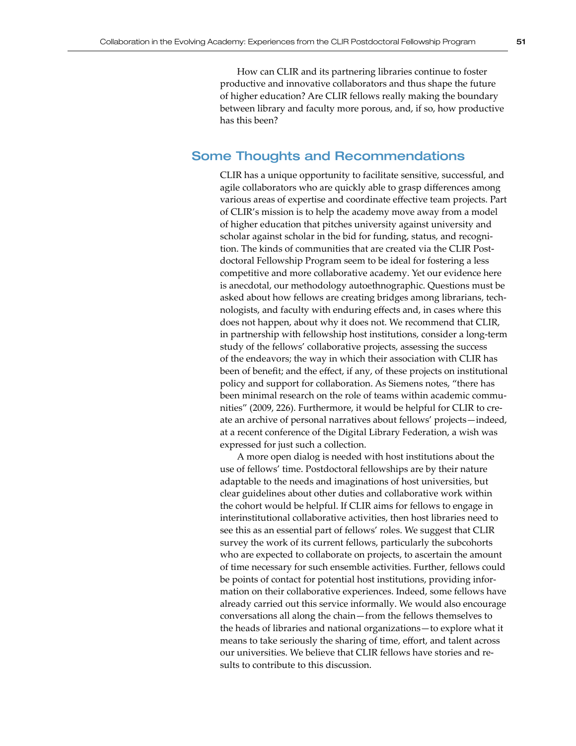How can CLIR and its partnering libraries continue to foster productive and innovative collaborators and thus shape the future of higher education? Are CLIR fellows really making the boundary between library and faculty more porous, and, if so, how productive has this been?

## Some Thoughts and Recommendations

CLIR has a unique opportunity to facilitate sensitive, successful, and agile collaborators who are quickly able to grasp differences among various areas of expertise and coordinate effective team projects. Part of CLIR's mission is to help the academy move away from a model of higher education that pitches university against university and scholar against scholar in the bid for funding, status, and recognition. The kinds of communities that are created via the CLIR Postdoctoral Fellowship Program seem to be ideal for fostering a less competitive and more collaborative academy. Yet our evidence here is anecdotal, our methodology autoethnographic. Questions must be asked about how fellows are creating bridges among librarians, technologists, and faculty with enduring effects and, in cases where this does not happen, about why it does not. We recommend that CLIR, in partnership with fellowship host institutions, consider a long-term study of the fellows' collaborative projects, assessing the success of the endeavors; the way in which their association with CLIR has been of benefit; and the effect, if any, of these projects on institutional policy and support for collaboration. As Siemens notes, "there has been minimal research on the role of teams within academic communities" (2009, 226). Furthermore, it would be helpful for CLIR to create an archive of personal narratives about fellows' projects—indeed, at a recent conference of the Digital Library Federation, a wish was expressed for just such a collection.

A more open dialog is needed with host institutions about the use of fellows' time. Postdoctoral fellowships are by their nature adaptable to the needs and imaginations of host universities, but clear guidelines about other duties and collaborative work within the cohort would be helpful. If CLIR aims for fellows to engage in interinstitutional collaborative activities, then host libraries need to see this as an essential part of fellows' roles. We suggest that CLIR survey the work of its current fellows, particularly the subcohorts who are expected to collaborate on projects, to ascertain the amount of time necessary for such ensemble activities. Further, fellows could be points of contact for potential host institutions, providing information on their collaborative experiences. Indeed, some fellows have already carried out this service informally. We would also encourage conversations all along the chain—from the fellows themselves to the heads of libraries and national organizations—to explore what it means to take seriously the sharing of time, effort, and talent across our universities. We believe that CLIR fellows have stories and results to contribute to this discussion.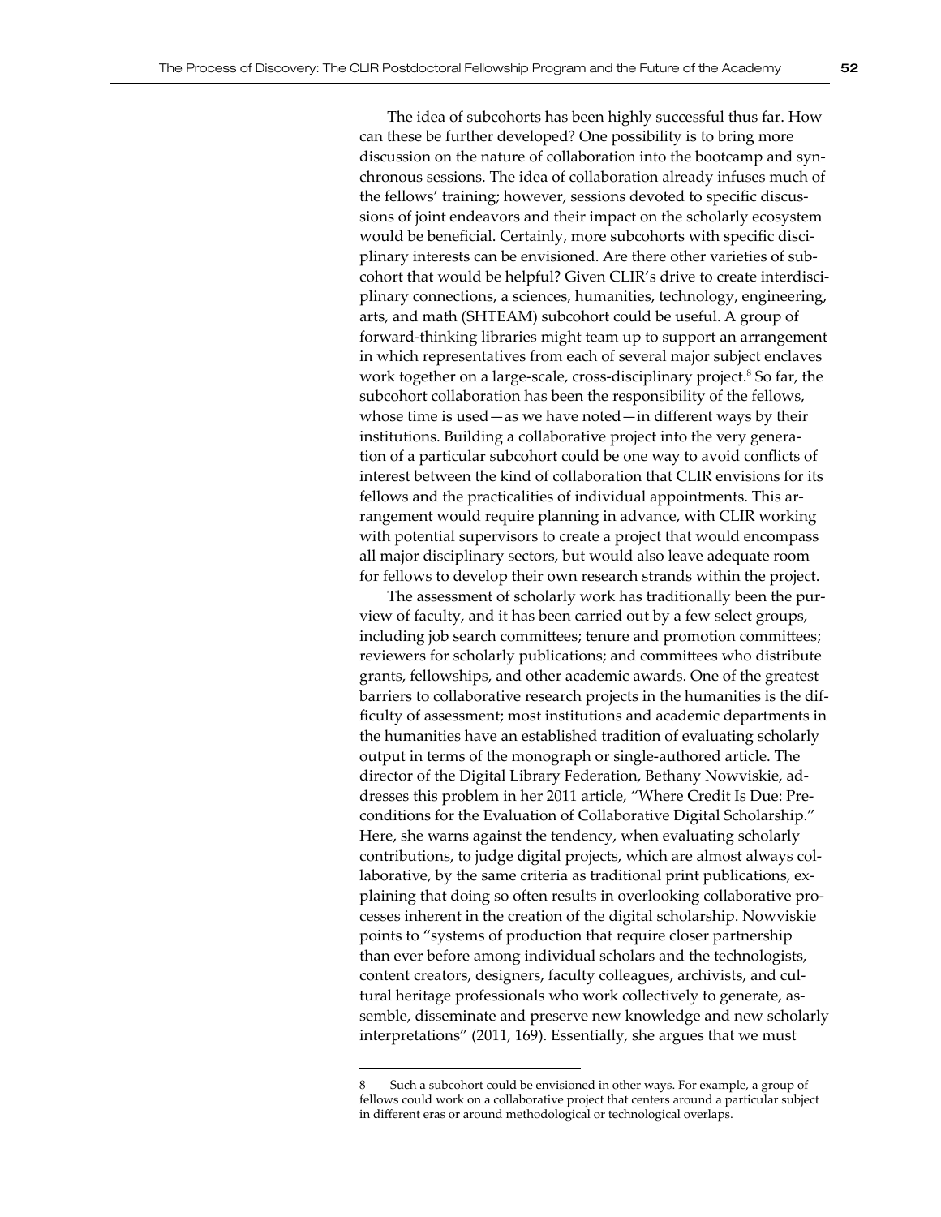The idea of subcohorts has been highly successful thus far. How can these be further developed? One possibility is to bring more discussion on the nature of collaboration into the bootcamp and synchronous sessions. The idea of collaboration already infuses much of the fellows' training; however, sessions devoted to specific discussions of joint endeavors and their impact on the scholarly ecosystem would be beneficial. Certainly, more subcohorts with specific disciplinary interests can be envisioned. Are there other varieties of subcohort that would be helpful? Given CLIR's drive to create interdisciplinary connections, a sciences, humanities, technology, engineering, arts, and math (SHTEAM) subcohort could be useful. A group of forward-thinking libraries might team up to support an arrangement in which representatives from each of several major subject enclaves work together on a large-scale, cross-disciplinary project.[8] So far, the subcohort collaboration has been the responsibility of the fellows, whose time is used—as we have noted—in different ways by their institutions. Building a collaborative project into the very generation of a particular subcohort could be one way to avoid conflicts of interest between the kind of collaboration that CLIR envisions for its fellows and the practicalities of individual appointments. This arrangement would require planning in advance, with CLIR working with potential supervisors to create a project that would encompass all major disciplinary sectors, but would also leave adequate room for fellows to develop their own research strands within the project.

The assessment of scholarly work has traditionally been the purview of faculty, and it has been carried out by a few select groups, including job search committees; tenure and promotion committees; reviewers for scholarly publications; and committees who distribute grants, fellowships, and other academic awards. One of the greatest barriers to collaborative research projects in the humanities is the difficulty of assessment; most institutions and academic departments in the humanities have an established tradition of evaluating scholarly output in terms of the monograph or single-authored article. The director of the Digital Library Federation, Bethany Nowviskie, addresses this problem in her 2011 article, "Where Credit Is Due: Preconditions for the Evaluation of Collaborative Digital Scholarship." Here, she warns against the tendency, when evaluating scholarly contributions, to judge digital projects, which are almost always collaborative, by the same criteria as traditional print publications, explaining that doing so often results in overlooking collaborative processes inherent in the creation of the digital scholarship. Nowviskie points to "systems of production that require closer partnership than ever before among individual scholars and the technologists, content creators, designers, faculty colleagues, archivists, and cultural heritage professionals who work collectively to generate, assemble, disseminate and preserve new knowledge and new scholarly interpretations" (2011, 169). Essentially, she argues that we must

---

8 Such a subcohort could be envisioned in other ways. For example, a group of fellows could work on a collaborative project that centers around a particular subject in different eras or around methodological or technological overlaps.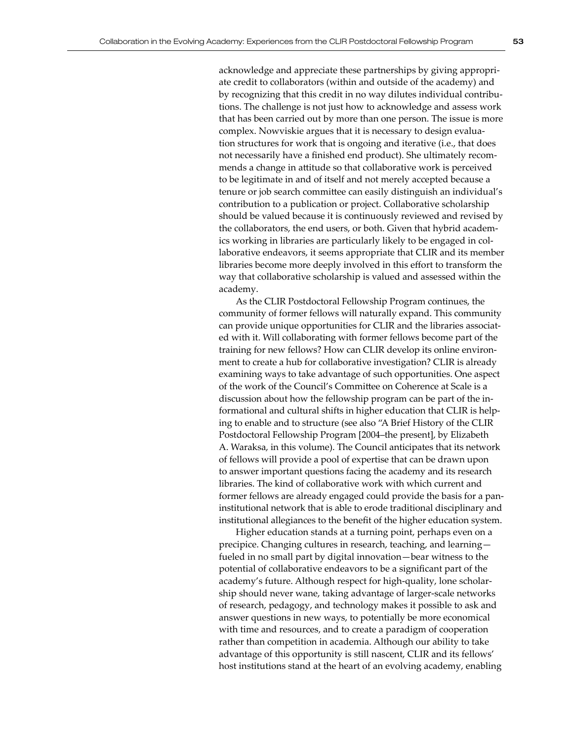acknowledge and appreciate these partnerships by giving appropriate credit to collaborators (within and outside of the academy) and by recognizing that this credit in no way dilutes individual contributions. The challenge is not just how to acknowledge and assess work that has been carried out by more than one person. The issue is more complex. Nowviskie argues that it is necessary to design evaluation structures for work that is ongoing and iterative (i.e., that does not necessarily have a finished end product). She ultimately recommends a change in attitude so that collaborative work is perceived to be legitimate in and of itself and not merely accepted because a tenure or job search committee can easily distinguish an individual's contribution to a publication or project. Collaborative scholarship should be valued because it is continuously reviewed and revised by the collaborators, the end users, or both. Given that hybrid academics working in libraries are particularly likely to be engaged in collaborative endeavors, it seems appropriate that CLIR and its member libraries become more deeply involved in this effort to transform the way that collaborative scholarship is valued and assessed within the academy.

As the CLIR Postdoctoral Fellowship Program continues, the community of former fellows will naturally expand. This community can provide unique opportunities for CLIR and the libraries associated with it. Will collaborating with former fellows become part of the training for new fellows? How can CLIR develop its online environment to create a hub for collaborative investigation? CLIR is already examining ways to take advantage of such opportunities. One aspect of the work of the Council's Committee on Coherence at Scale is a discussion about how the fellowship program can be part of the informational and cultural shifts in higher education that CLIR is helping to enable and to structure (see also "A Brief History of the CLIR Postdoctoral Fellowship Program [2004–the present], by Elizabeth A. Waraksa, in this volume). The Council anticipates that its network of fellows will provide a pool of expertise that can be drawn upon to answer important questions facing the academy and its research libraries. The kind of collaborative work with which current and former fellows are already engaged could provide the basis for a pan-institutional network that is able to erode traditional disciplinary and institutional allegiances to the benefit of the higher education system.

Higher education stands at a turning point, perhaps even on a precipice. Changing cultures in research, teaching, and learning—fueled in no small part by digital innovation—bear witness to the potential of collaborative endeavors to be a significant part of the academy's future. Although respect for high-quality, lone scholarship should never wane, taking advantage of larger-scale networks of research, pedagogy, and technology makes it possible to ask and answer questions in new ways, to potentially be more economical with time and resources, and to create a paradigm of cooperation rather than competition in academia. Although our ability to take advantage of this opportunity is still nascent, CLIR and its fellows' host institutions stand at the heart of an evolving academy, enabling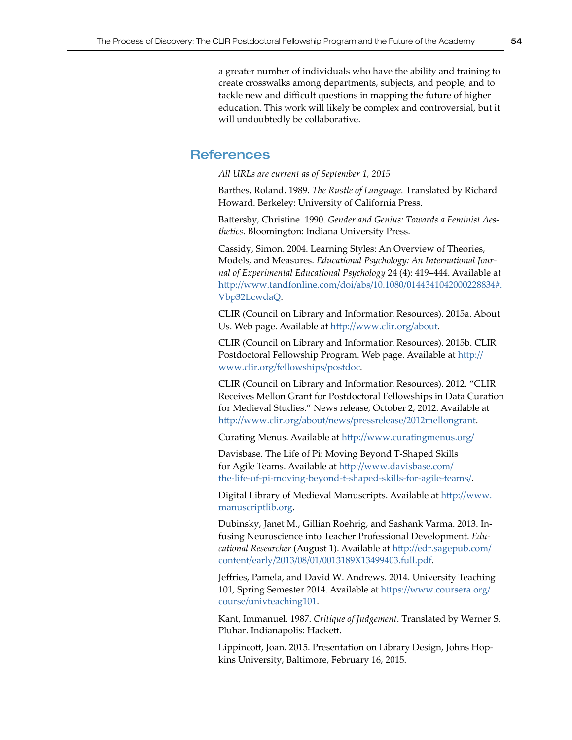a greater number of individuals who have the ability and training to create crosswalks among departments, subjects, and people, and to tackle new and difficult questions in mapping the future of higher education. This work will likely be complex and controversial, but it will undoubtedly be collaborative.

## References

*All URLs are current as of September 1, 2015*

Barthes, Roland. 1989. *The Rustle of Language.* Translated by Richard Howard. Berkeley: University of California Press.

Battersby, Christine. 1990. *Gender and Genius: Towards a Feminist Aesthetics*. Bloomington: Indiana University Press.

Cassidy, Simon. 2004. Learning Styles: An Overview of Theories, Models, and Measures. *Educational Psychology: An International Journal of Experimental Educational Psychology* 24 (4): 419–444. Available at http://www.tandfonline.com/doi/abs/10.1080/0144341042000228834#.Vbp32LcwdaQ.

CLIR (Council on Library and Information Resources). 2015a. About Us. Web page. Available at http://www.clir.org/about.

CLIR (Council on Library and Information Resources). 2015b. CLIR Postdoctoral Fellowship Program. Web page. Available at http://www.clir.org/fellowships/postdoc.

CLIR (Council on Library and Information Resources). 2012. "CLIR Receives Mellon Grant for Postdoctoral Fellowships in Data Curation for Medieval Studies." News release, October 2, 2012. Available at http://www.clir.org/about/news/pressrelease/2012mellongrant.

Curating Menus. Available at http://www.curatingmenus.org/

Davisbase. The Life of Pi: Moving Beyond T-Shaped Skills for Agile Teams. Available at http://www.davisbase.com/the-life-of-pi-moving-beyond-t-shaped-skills-for-agile-teams/.

Digital Library of Medieval Manuscripts. Available at http://www.manuscriptlib.org.

Dubinsky, Janet M., Gillian Roehrig, and Sashank Varma. 2013. Infusing Neuroscience into Teacher Professional Development. *Educational Researcher* (August 1). Available at http://edr.sagepub.com/content/early/2013/08/01/0013189X13499403.full.pdf.

Jeffries, Pamela, and David W. Andrews. 2014. University Teaching 101, Spring Semester 2014. Available at https://www.coursera.org/course/univteaching101.

Kant, Immanuel. 1987. *Critique of Judgement*. Translated by Werner S. Pluhar. Indianapolis: Hackett.

Lippincott, Joan. 2015. Presentation on Library Design, Johns Hopkins University, Baltimore, February 16, 2015.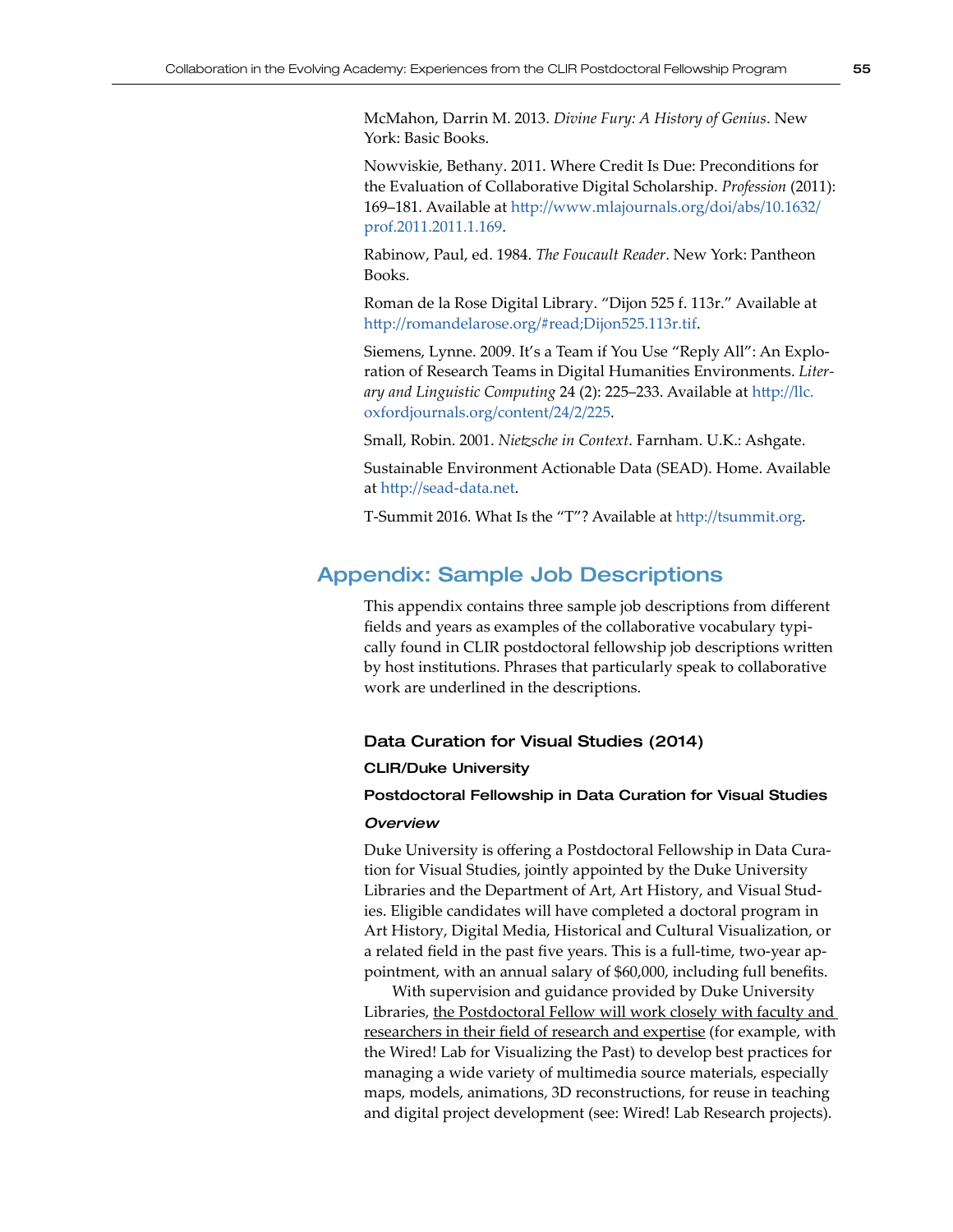McMahon, Darrin M. 2013. *Divine Fury: A History of Genius*. New York: Basic Books.

Nowviskie, Bethany. 2011. Where Credit Is Due: Preconditions for the Evaluation of Collaborative Digital Scholarship. *Profession* (2011): 169–181. Available at http://www.mlajournals.org/doi/abs/10.1632/prof.2011.2011.1.169.

Rabinow, Paul, ed. 1984. *The Foucault Reader*. New York: Pantheon Books.

Roman de la Rose Digital Library. "Dijon 525 f. 113r." Available at http://romandelarose.org/#read;Dijon525.113r.tif.

Siemens, Lynne. 2009. It's a Team if You Use "Reply All": An Exploration of Research Teams in Digital Humanities Environments. *Literary and Linguistic Computing* 24 (2): 225–233. Available at http://llc.oxfordjournals.org/content/24/2/225.

Small, Robin. 2001. *Nietzsche in Context*. Farnham. U.K.: Ashgate.

Sustainable Environment Actionable Data (SEAD). Home. Available at http://sead-data.net.

T-Summit 2016. What Is the "T"? Available at http://tsummit.org.

## Appendix: Sample Job Descriptions

This appendix contains three sample job descriptions from different fields and years as examples of the collaborative vocabulary typically found in CLIR postdoctoral fellowship job descriptions written by host institutions. Phrases that particularly speak to collaborative work are underlined in the descriptions.

### Data Curation for Visual Studies (2014)

#### CLIR/Duke University

#### Postdoctoral Fellowship in Data Curation for Visual Studies

***Overview***

Duke University is offering a Postdoctoral Fellowship in Data Curation for Visual Studies, jointly appointed by the Duke University Libraries and the Department of Art, Art History, and Visual Studies. Eligible candidates will have completed a doctoral program in Art History, Digital Media, Historical and Cultural Visualization, or a related field in the past five years. This is a full-time, two-year appointment, with an annual salary of $60,000, including full benefits.

With supervision and guidance provided by Duke University Libraries, <u>the Postdoctoral Fellow will work closely with faculty and researchers in their field of research and expertise</u> (for example, with the Wired! Lab for Visualizing the Past) to develop best practices for managing a wide variety of multimedia source materials, especially maps, models, animations, 3D reconstructions, for reuse in teaching and digital project development (see: Wired! Lab Research projects).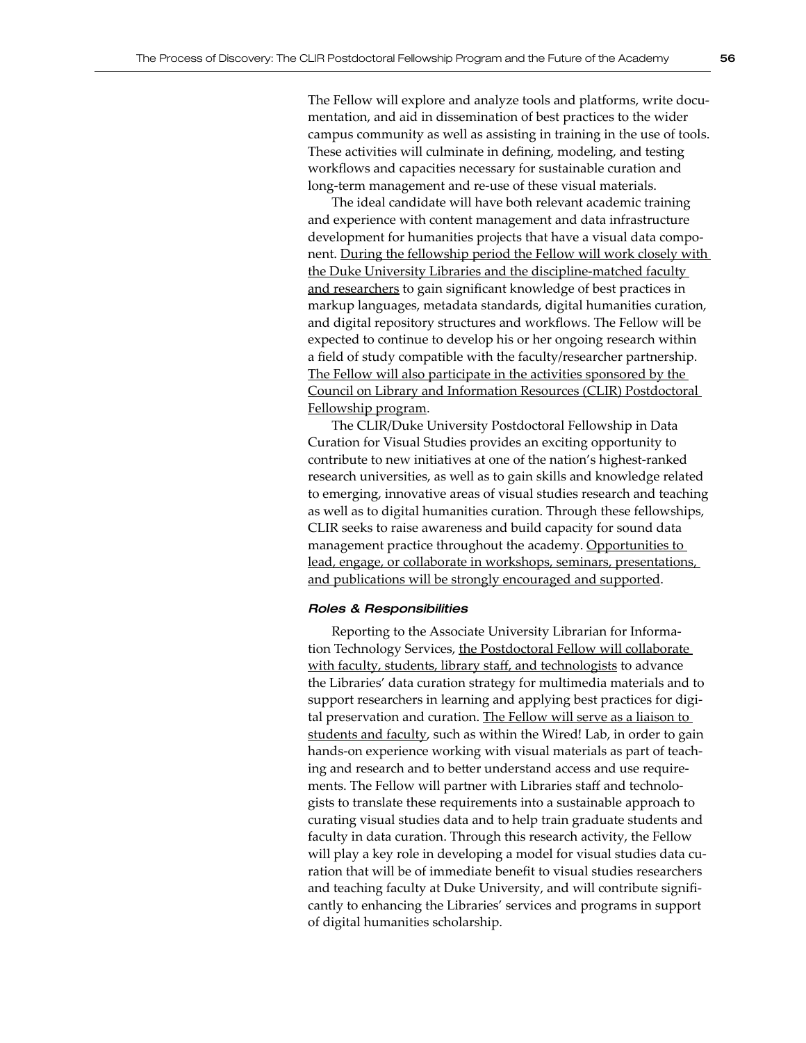The Fellow will explore and analyze tools and platforms, write documentation, and aid in dissemination of best practices to the wider campus community as well as assisting in training in the use of tools. These activities will culminate in defining, modeling, and testing workflows and capacities necessary for sustainable curation and long-term management and re-use of these visual materials.

The ideal candidate will have both relevant academic training and experience with content management and data infrastructure development for humanities projects that have a visual data component. <u>During the fellowship period the Fellow will work closely with the Duke University Libraries and the discipline-matched faculty and researchers</u> to gain significant knowledge of best practices in markup languages, metadata standards, digital humanities curation, and digital repository structures and workflows. The Fellow will be expected to continue to develop his or her ongoing research within a field of study compatible with the faculty/researcher partnership. <u>The Fellow will also participate in the activities sponsored by the Council on Library and Information Resources (CLIR) Postdoctoral Fellowship program</u>.

The CLIR/Duke University Postdoctoral Fellowship in Data Curation for Visual Studies provides an exciting opportunity to contribute to new initiatives at one of the nation's highest-ranked research universities, as well as to gain skills and knowledge related to emerging, innovative areas of visual studies research and teaching as well as to digital humanities curation. Through these fellowships, CLIR seeks to raise awareness and build capacity for sound data management practice throughout the academy. <u>Opportunities to lead, engage, or collaborate in workshops, seminars, presentations, and publications will be strongly encouraged and supported</u>.

#### *Roles & Responsibilities*

Reporting to the Associate University Librarian for Information Technology Services, <u>the Postdoctoral Fellow will collaborate with faculty, students, library staff, and technologists</u> to advance the Libraries' data curation strategy for multimedia materials and to support researchers in learning and applying best practices for digital preservation and curation. <u>The Fellow will serve as a liaison to students and faculty</u>, such as within the Wired! Lab, in order to gain hands-on experience working with visual materials as part of teaching and research and to better understand access and use requirements. The Fellow will partner with Libraries staff and technologists to translate these requirements into a sustainable approach to curating visual studies data and to help train graduate students and faculty in data curation. Through this research activity, the Fellow will play a key role in developing a model for visual studies data curation that will be of immediate benefit to visual studies researchers and teaching faculty at Duke University, and will contribute significantly to enhancing the Libraries' services and programs in support of digital humanities scholarship.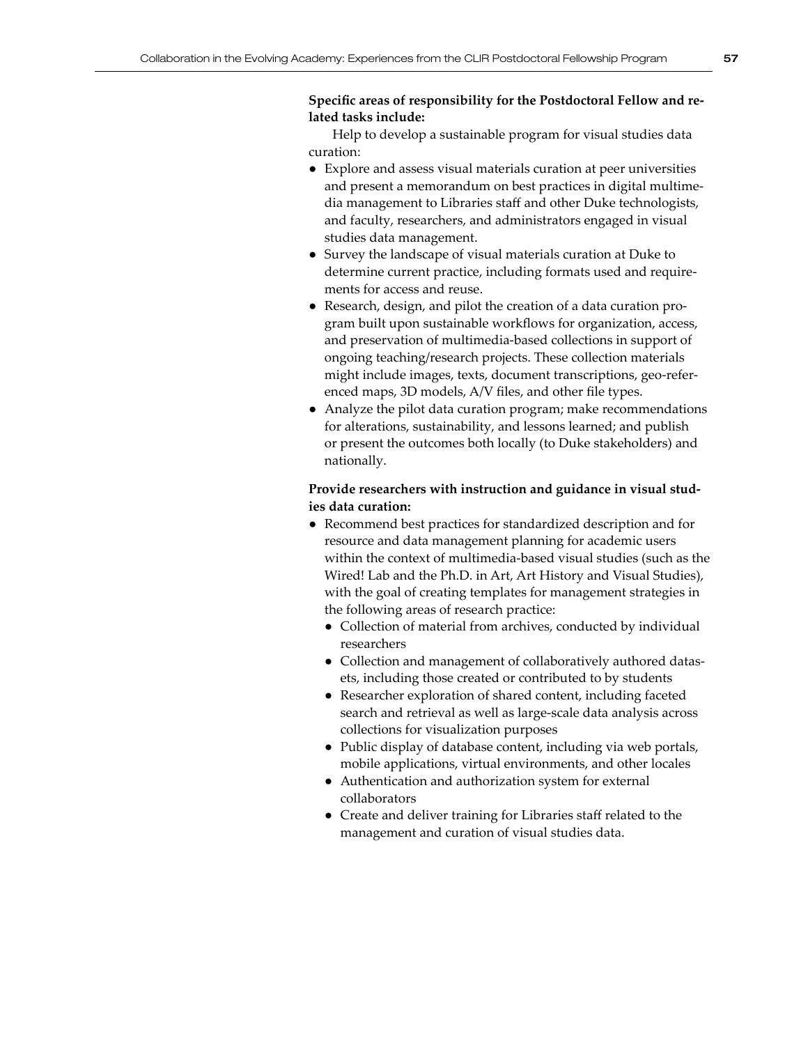**Specific areas of responsibility for the Postdoctoral Fellow and related tasks include:**

Help to develop a sustainable program for visual studies data curation:

- Explore and assess visual materials curation at peer universities and present a memorandum on best practices in digital multimedia management to Libraries staff and other Duke technologists, and faculty, researchers, and administrators engaged in visual studies data management.
- Survey the landscape of visual materials curation at Duke to determine current practice, including formats used and requirements for access and reuse.
- Research, design, and pilot the creation of a data curation program built upon sustainable workflows for organization, access, and preservation of multimedia-based collections in support of ongoing teaching/research projects. These collection materials might include images, texts, document transcriptions, geo-referenced maps, 3D models, A/V files, and other file types.
- Analyze the pilot data curation program; make recommendations for alterations, sustainability, and lessons learned; and publish or present the outcomes both locally (to Duke stakeholders) and nationally.

**Provide researchers with instruction and guidance in visual studies data curation:**

- Recommend best practices for standardized description and for resource and data management planning for academic users within the context of multimedia-based visual studies (such as the Wired! Lab and the Ph.D. in Art, Art History and Visual Studies), with the goal of creating templates for management strategies in the following areas of research practice:
  - Collection of material from archives, conducted by individual researchers
  - Collection and management of collaboratively authored datasets, including those created or contributed to by students
  - Researcher exploration of shared content, including faceted search and retrieval as well as large-scale data analysis across collections for visualization purposes
  - Public display of database content, including via web portals, mobile applications, virtual environments, and other locales
  - Authentication and authorization system for external collaborators
  - Create and deliver training for Libraries staff related to the management and curation of visual studies data.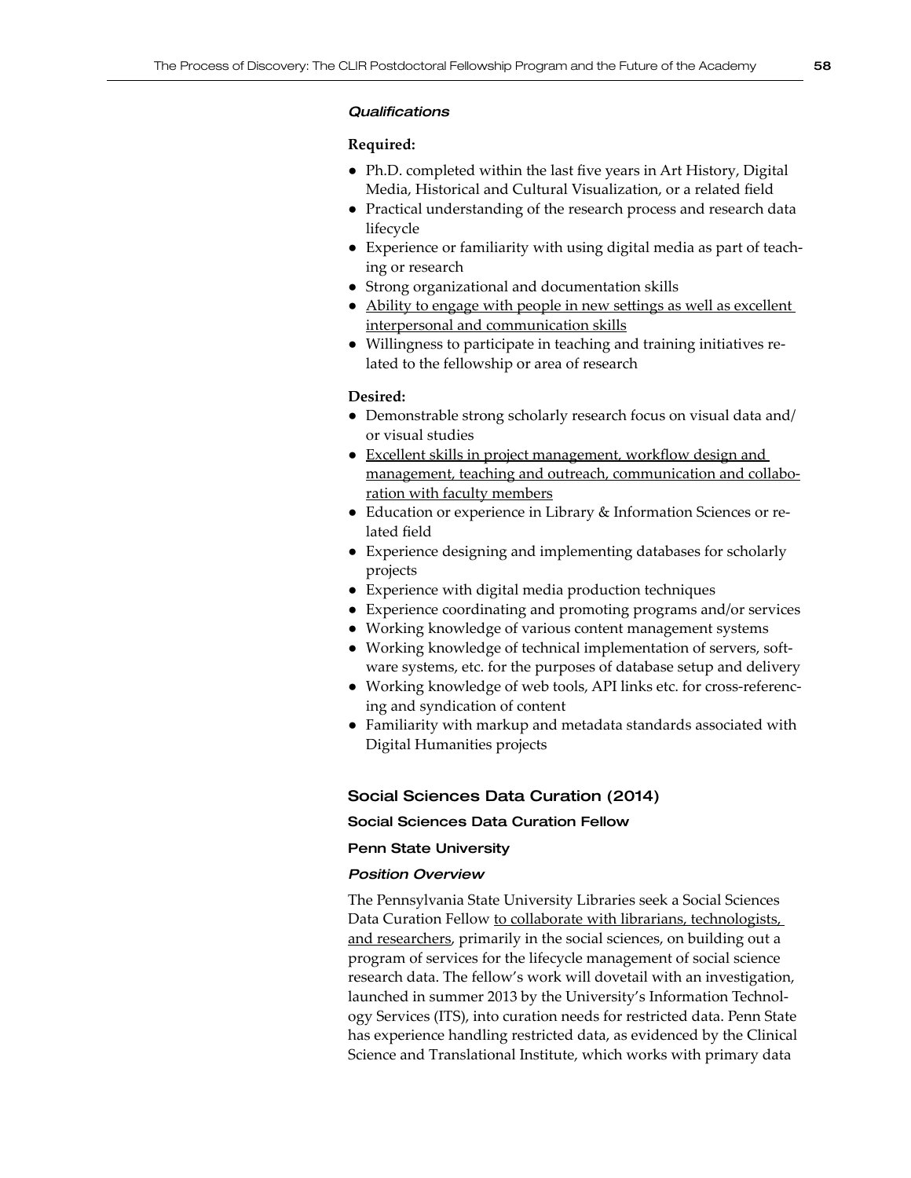*Qualifications*

**Required:**

- Ph.D. completed within the last five years in Art History, Digital Media, Historical and Cultural Visualization, or a related field
- Practical understanding of the research process and research data lifecycle
- Experience or familiarity with using digital media as part of teaching or research
- Strong organizational and documentation skills
- Ability to engage with people in new settings as well as excellent interpersonal and communication skills
- Willingness to participate in teaching and training initiatives related to the fellowship or area of research

**Desired:**

- Demonstrable strong scholarly research focus on visual data and/or visual studies
- Excellent skills in project management, workflow design and management, teaching and outreach, communication and collaboration with faculty members
- Education or experience in Library & Information Sciences or related field
- Experience designing and implementing databases for scholarly projects
- Experience with digital media production techniques
- Experience coordinating and promoting programs and/or services
- Working knowledge of various content management systems
- Working knowledge of technical implementation of servers, software systems, etc. for the purposes of database setup and delivery
- Working knowledge of web tools, API links etc. for cross-referencing and syndication of content
- Familiarity with markup and metadata standards associated with Digital Humanities projects

## Social Sciences Data Curation (2014)

### Social Sciences Data Curation Fellow

### Penn State University

*Position Overview*

The Pennsylvania State University Libraries seek a Social Sciences Data Curation Fellow to collaborate with librarians, technologists, and researchers, primarily in the social sciences, on building out a program of services for the lifecycle management of social science research data. The fellow's work will dovetail with an investigation, launched in summer 2013 by the University's Information Technology Services (ITS), into curation needs for restricted data. Penn State has experience handling restricted data, as evidenced by the Clinical Science and Translational Institute, which works with primary data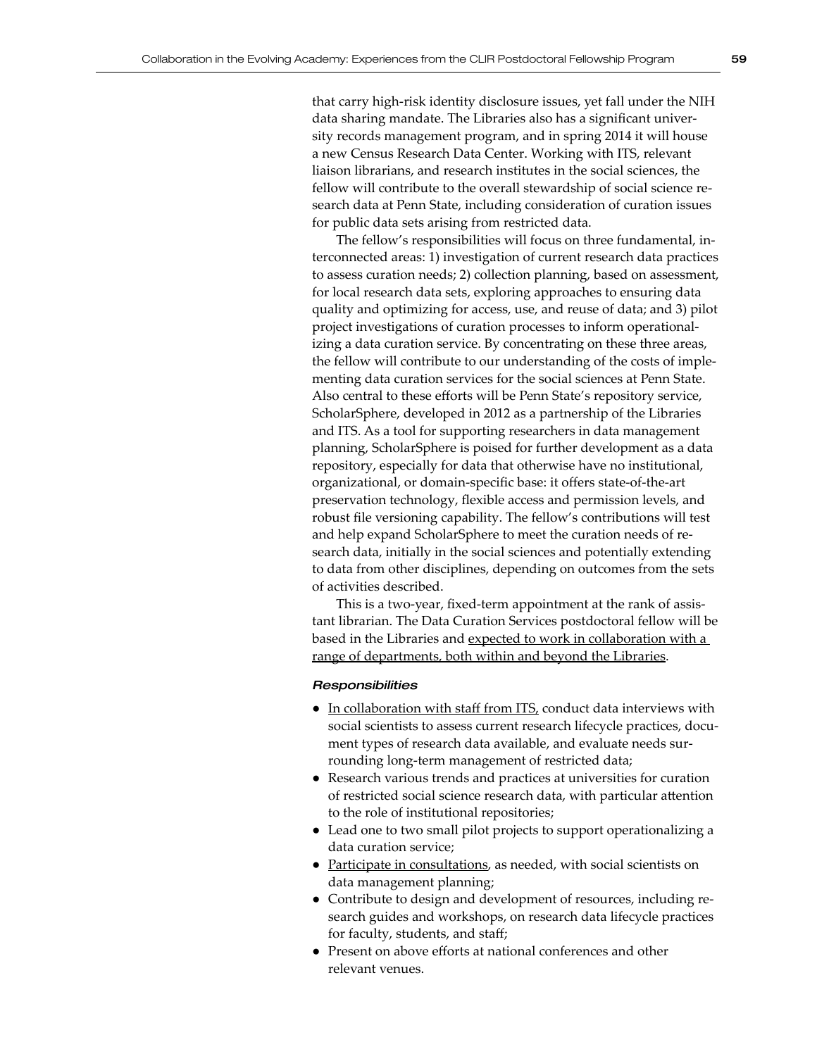that carry high-risk identity disclosure issues, yet fall under the NIH data sharing mandate. The Libraries also has a significant university records management program, and in spring 2014 it will house a new Census Research Data Center. Working with ITS, relevant liaison librarians, and research institutes in the social sciences, the fellow will contribute to the overall stewardship of social science research data at Penn State, including consideration of curation issues for public data sets arising from restricted data.

The fellow's responsibilities will focus on three fundamental, interconnected areas: 1) investigation of current research data practices to assess curation needs; 2) collection planning, based on assessment, for local research data sets, exploring approaches to ensuring data quality and optimizing for access, use, and reuse of data; and 3) pilot project investigations of curation processes to inform operationalizing a data curation service. By concentrating on these three areas, the fellow will contribute to our understanding of the costs of implementing data curation services for the social sciences at Penn State. Also central to these efforts will be Penn State's repository service, ScholarSphere, developed in 2012 as a partnership of the Libraries and ITS. As a tool for supporting researchers in data management planning, ScholarSphere is poised for further development as a data repository, especially for data that otherwise have no institutional, organizational, or domain-specific base: it offers state-of-the-art preservation technology, flexible access and permission levels, and robust file versioning capability. The fellow's contributions will test and help expand ScholarSphere to meet the curation needs of research data, initially in the social sciences and potentially extending to data from other disciplines, depending on outcomes from the sets of activities described.

This is a two-year, fixed-term appointment at the rank of assistant librarian. The Data Curation Services postdoctoral fellow will be based in the Libraries and <u>expected to work in collaboration with a range of departments, both within and beyond the Libraries</u>.

#### *Responsibilities*

- <u>In collaboration with staff from ITS,</u> conduct data interviews with social scientists to assess current research lifecycle practices, document types of research data available, and evaluate needs surrounding long-term management of restricted data;
- Research various trends and practices at universities for curation of restricted social science research data, with particular attention to the role of institutional repositories;
- Lead one to two small pilot projects to support operationalizing a data curation service;
- <u>Participate in consultations</u>, as needed, with social scientists on data management planning;
- Contribute to design and development of resources, including research guides and workshops, on research data lifecycle practices for faculty, students, and staff;
- Present on above efforts at national conferences and other relevant venues.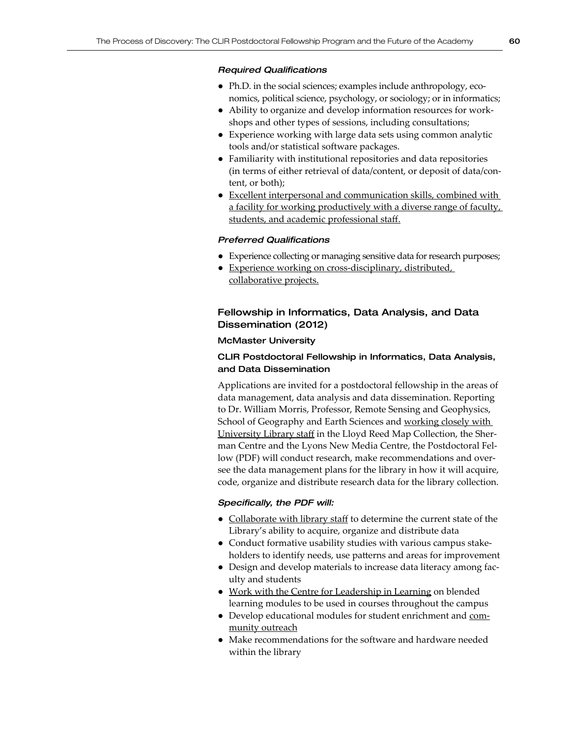*Required Qualifications*

- Ph.D. in the social sciences; examples include anthropology, economics, political science, psychology, or sociology; or in informatics;
- Ability to organize and develop information resources for workshops and other types of sessions, including consultations;
- Experience working with large data sets using common analytic tools and/or statistical software packages.
- Familiarity with institutional repositories and data repositories (in terms of either retrieval of data/content, or deposit of data/content, or both);
- <u>Excellent interpersonal and communication skills, combined with a facility for working productively with a diverse range of faculty, students, and academic professional staff.</u>

*Preferred Qualifications*

- Experience collecting or managing sensitive data for research purposes;
- <u>Experience working on cross-disciplinary, distributed, collaborative projects.</u>

## Fellowship in Informatics, Data Analysis, and Data Dissemination (2012)

### McMaster University

### CLIR Postdoctoral Fellowship in Informatics, Data Analysis, and Data Dissemination

Applications are invited for a postdoctoral fellowship in the areas of data management, data analysis and data dissemination. Reporting to Dr. William Morris, Professor, Remote Sensing and Geophysics, School of Geography and Earth Sciences and <u>working closely with University Library staff</u> in the Lloyd Reed Map Collection, the Sherman Centre and the Lyons New Media Centre, the Postdoctoral Fellow (PDF) will conduct research, make recommendations and oversee the data management plans for the library in how it will acquire, code, organize and distribute research data for the library collection.

*Specifically, the PDF will:*

- <u>Collaborate with library staff</u> to determine the current state of the Library's ability to acquire, organize and distribute data
- Conduct formative usability studies with various campus stakeholders to identify needs, use patterns and areas for improvement
- Design and develop materials to increase data literacy among faculty and students
- <u>Work with the Centre for Leadership in Learning</u> on blended learning modules to be used in courses throughout the campus
- Develop educational modules for student enrichment and <u>community outreach</u>
- Make recommendations for the software and hardware needed within the library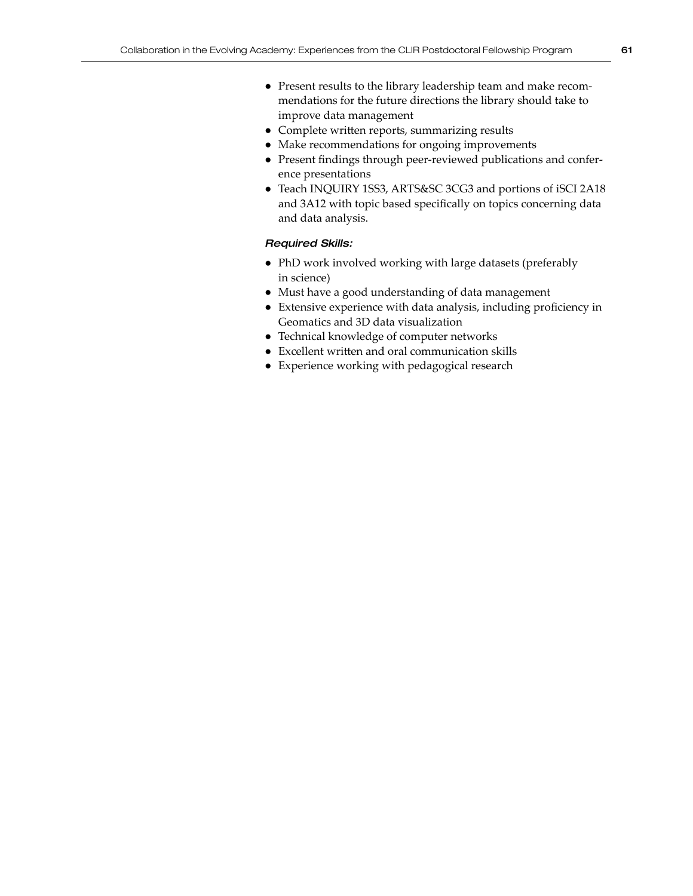- Present results to the library leadership team and make recommendations for the future directions the library should take to improve data management
- Complete written reports, summarizing results
- Make recommendations for ongoing improvements
- Present findings through peer-reviewed publications and conference presentations
- Teach INQUIRY 1SS3, ARTS&SC 3CG3 and portions of iSCI 2A18 and 3A12 with topic based specifically on topics concerning data and data analysis.

***Required Skills:***

- PhD work involved working with large datasets (preferably in science)
- Must have a good understanding of data management
- Extensive experience with data analysis, including proficiency in Geomatics and 3D data visualization
- Technical knowledge of computer networks
- Excellent written and oral communication skills
- Experience working with pedagogical research